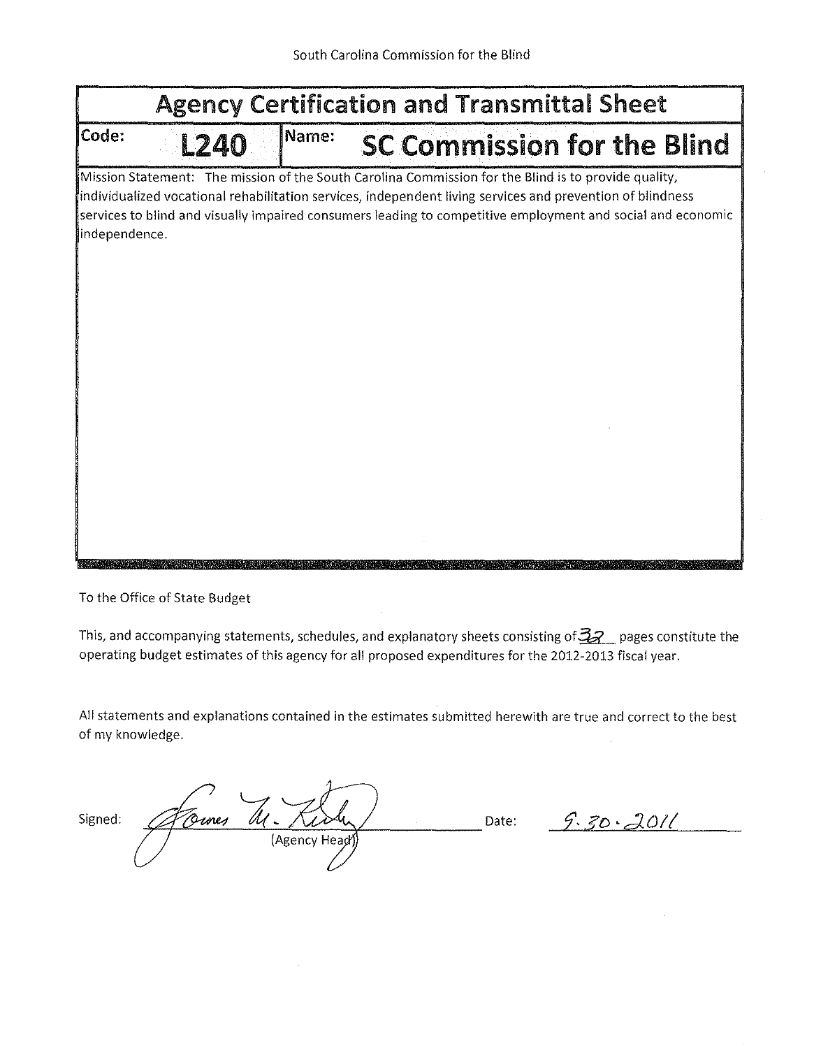South Carolina Commission for the Blind

# Agency Certification and Transmittal Sheet

| Code: | L240 | Name: | SC Commission for the Blind |
|---|---|---|---|

Mission Statement: The mission of the South Carolina Commission for the Blind is to provide quality, individualized vocational rehabilitation services, independent living services and prevention of blindness services to blind and visually impaired consumers leading to competitive employment and social and economic independence.

To the Office of State Budget

This, and accompanying statements, schedules, and explanatory sheets consisting of 32 pages constitute the operating budget estimates of this agency for all proposed expenditures for the 2012-2013 fiscal year.

All statements and explanations contained in the estimates submitted herewith are true and correct to the best of my knowledge.

Signed: James M. Kirby (Agency Head) Date: 9.30.2011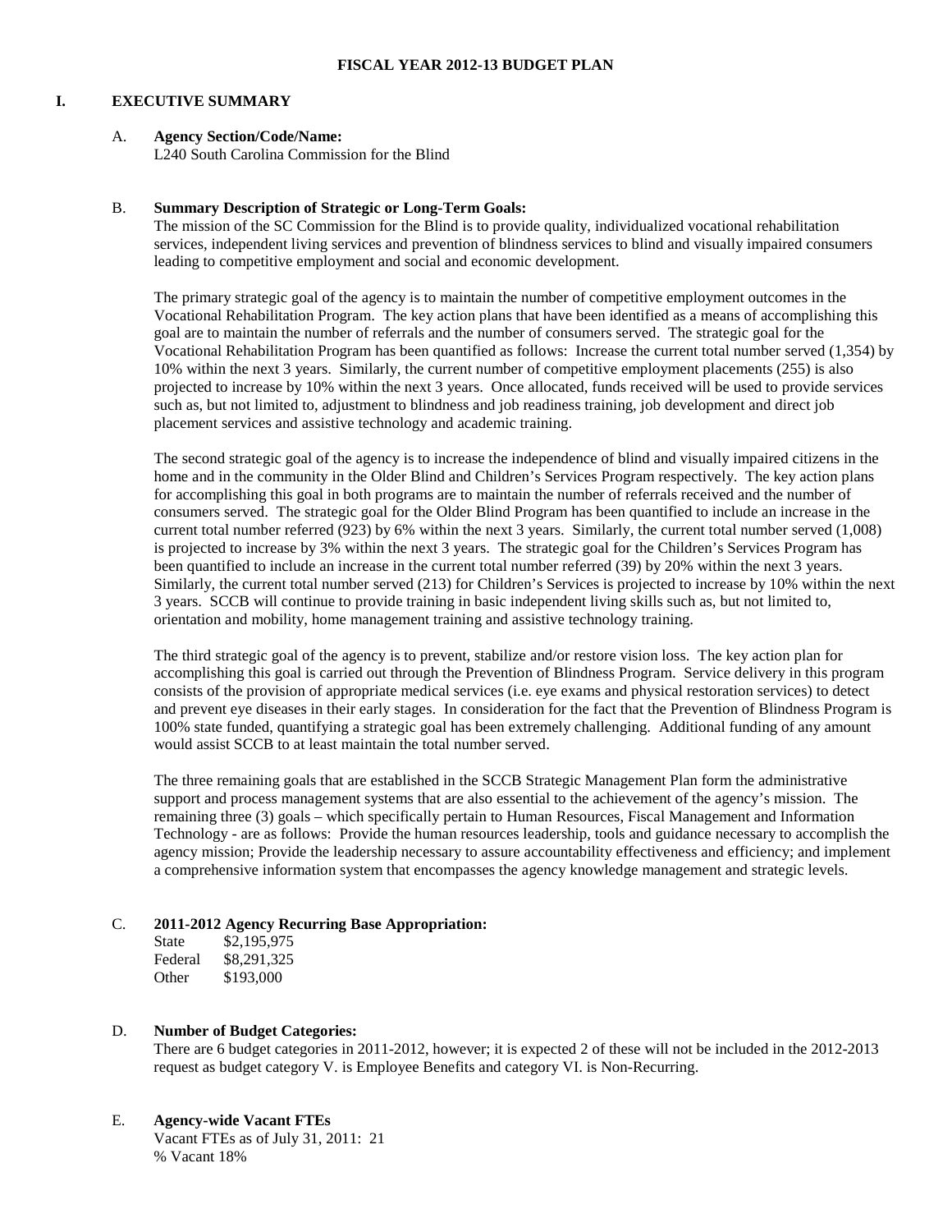# FISCAL YEAR 2012-13 BUDGET PLAN

## I. EXECUTIVE SUMMARY

### A. Agency Section/Code/Name:

L240 South Carolina Commission for the Blind

### B. Summary Description of Strategic or Long-Term Goals:

The mission of the SC Commission for the Blind is to provide quality, individualized vocational rehabilitation services, independent living services and prevention of blindness services to blind and visually impaired consumers leading to competitive employment and social and economic development.

The primary strategic goal of the agency is to maintain the number of competitive employment outcomes in the Vocational Rehabilitation Program. The key action plans that have been identified as a means of accomplishing this goal are to maintain the number of referrals and the number of consumers served. The strategic goal for the Vocational Rehabilitation Program has been quantified as follows: Increase the current total number served (1,354) by 10% within the next 3 years. Similarly, the current number of competitive employment placements (255) is also projected to increase by 10% within the next 3 years. Once allocated, funds received will be used to provide services such as, but not limited to, adjustment to blindness and job readiness training, job development and direct job placement services and assistive technology and academic training.

The second strategic goal of the agency is to increase the independence of blind and visually impaired citizens in the home and in the community in the Older Blind and Children's Services Program respectively. The key action plans for accomplishing this goal in both programs are to maintain the number of referrals received and the number of consumers served. The strategic goal for the Older Blind Program has been quantified to include an increase in the current total number referred (923) by 6% within the next 3 years. Similarly, the current total number served (1,008) is projected to increase by 3% within the next 3 years. The strategic goal for the Children's Services Program has been quantified to include an increase in the current total number referred (39) by 20% within the next 3 years. Similarly, the current total number served (213) for Children's Services is projected to increase by 10% within the next 3 years. SCCB will continue to provide training in basic independent living skills such as, but not limited to, orientation and mobility, home management training and assistive technology training.

The third strategic goal of the agency is to prevent, stabilize and/or restore vision loss. The key action plan for accomplishing this goal is carried out through the Prevention of Blindness Program. Service delivery in this program consists of the provision of appropriate medical services (i.e. eye exams and physical restoration services) to detect and prevent eye diseases in their early stages. In consideration for the fact that the Prevention of Blindness Program is 100% state funded, quantifying a strategic goal has been extremely challenging. Additional funding of any amount would assist SCCB to at least maintain the total number served.

The three remaining goals that are established in the SCCB Strategic Management Plan form the administrative support and process management systems that are also essential to the achievement of the agency's mission. The remaining three (3) goals – which specifically pertain to Human Resources, Fiscal Management and Information Technology - are as follows: Provide the human resources leadership, tools and guidance necessary to accomplish the agency mission; Provide the leadership necessary to assure accountability effectiveness and efficiency; and implement a comprehensive information system that encompasses the agency knowledge management and strategic levels.

### C. 2011-2012 Agency Recurring Base Appropriation:

State $2,195,975
Federal $8,291,325
Other $193,000

### D. Number of Budget Categories:

There are 6 budget categories in 2011-2012, however; it is expected 2 of these will not be included in the 2012-2013 request as budget category V. is Employee Benefits and category VI. is Non-Recurring.

### E. Agency-wide Vacant FTEs

Vacant FTEs as of July 31, 2011: 21
% Vacant 18%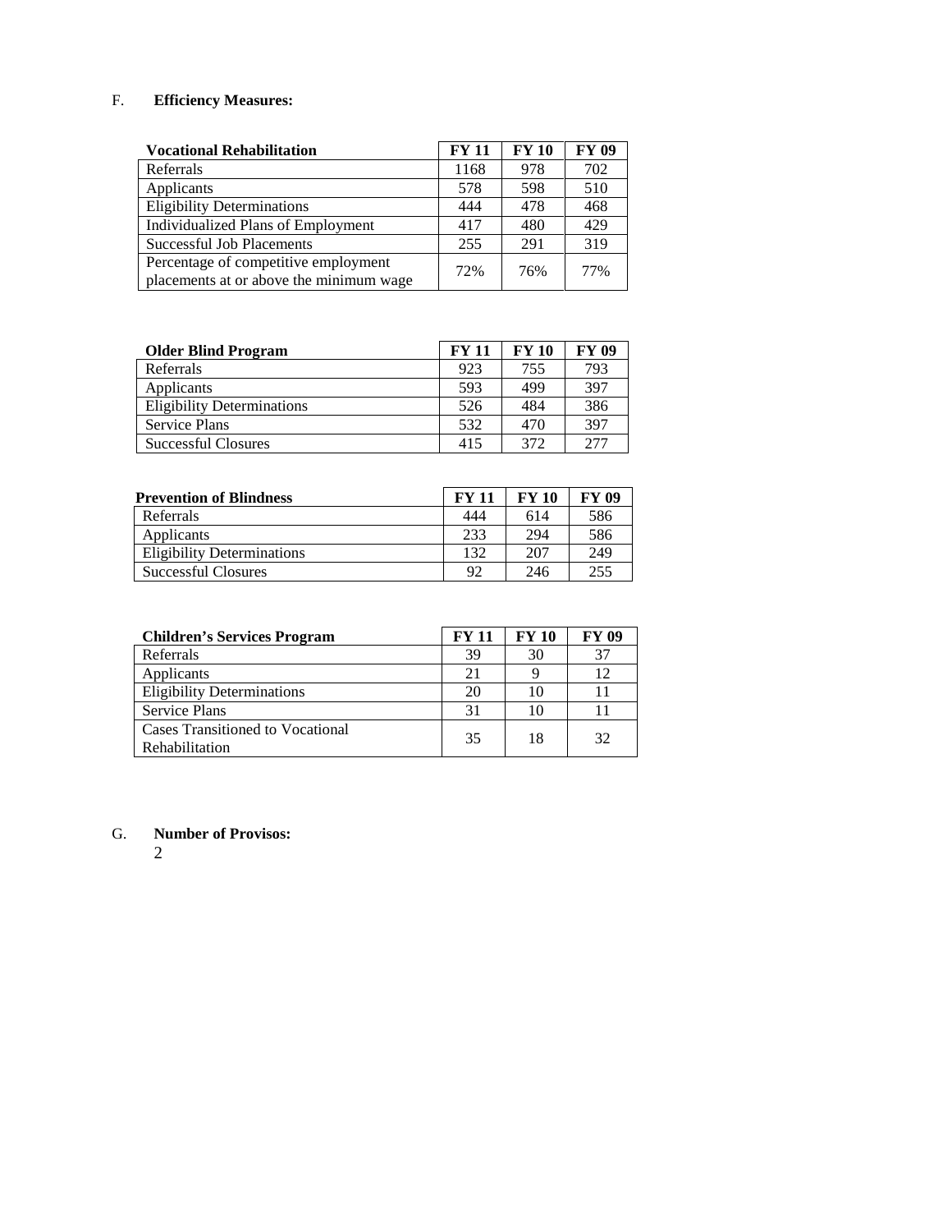## F. Efficiency Measures:

| Vocational Rehabilitation | FY 11 | FY 10 | FY 09 |
|---|---|---|---|
| Referrals | 1168 | 978 | 702 |
| Applicants | 578 | 598 | 510 |
| Eligibility Determinations | 444 | 478 | 468 |
| Individualized Plans of Employment | 417 | 480 | 429 |
| Successful Job Placements | 255 | 291 | 319 |
| Percentage of competitive employment placements at or above the minimum wage | 72% | 76% | 77% |

| Older Blind Program | FY 11 | FY 10 | FY 09 |
|---|---|---|---|
| Referrals | 923 | 755 | 793 |
| Applicants | 593 | 499 | 397 |
| Eligibility Determinations | 526 | 484 | 386 |
| Service Plans | 532 | 470 | 397 |
| Successful Closures | 415 | 372 | 277 |

| Prevention of Blindness | FY 11 | FY 10 | FY 09 |
|---|---|---|---|
| Referrals | 444 | 614 | 586 |
| Applicants | 233 | 294 | 586 |
| Eligibility Determinations | 132 | 207 | 249 |
| Successful Closures | 92 | 246 | 255 |

| Children's Services Program | FY 11 | FY 10 | FY 09 |
|---|---|---|---|
| Referrals | 39 | 30 | 37 |
| Applicants | 21 | 9 | 12 |
| Eligibility Determinations | 20 | 10 | 11 |
| Service Plans | 31 | 10 | 11 |
| Cases Transitioned to Vocational Rehabilitation | 35 | 18 | 32 |

## G. Number of Provisos:

2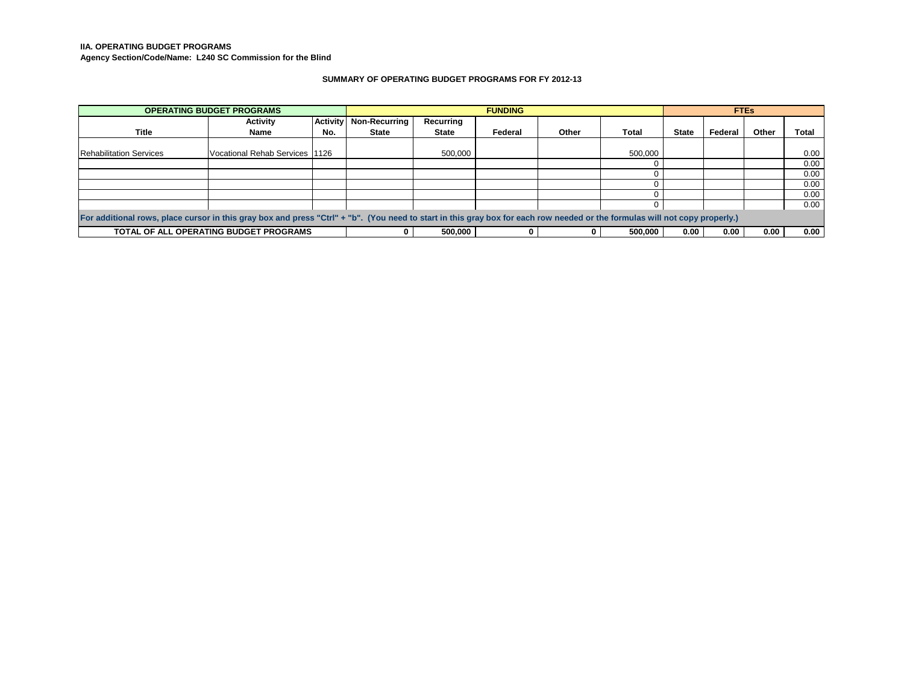**IIA. OPERATING BUDGET PROGRAMS**
**Agency Section/Code/Name: L240 SC Commission for the Blind**

### SUMMARY OF OPERATING BUDGET PROGRAMS FOR FY 2012-13

| OPERATING BUDGET PROGRAMS | | | FUNDING | | | | | FTEs | | | |
|---|---|---|---|---|---|---|---|---|---|---|---|
| Title | Activity Name | Activity No. | Non-Recurring State | Recurring State | Federal | Other | Total | State | Federal | Other | Total |
| Rehabilitation Services | Vocational Rehab Services | 1126 | | 500,000 | | | 500,000 | | | | 0.00 |
| | | | | | | | 0 | | | | 0.00 |
| | | | | | | | 0 | | | | 0.00 |
| | | | | | | | 0 | | | | 0.00 |
| | | | | | | | 0 | | | | 0.00 |
| | | | | | | | 0 | | | | 0.00 |
| For additional rows, place cursor in this gray box and press "Ctrl" + "b". (You need to start in this gray box for each row needed or the formulas will not copy properly.) | | | | | | | | | | | |
| **TOTAL OF ALL OPERATING BUDGET PROGRAMS** | | | **0** | **500,000** | **0** | **0** | **500,000** | **0.00** | **0.00** | **0.00** | **0.00** |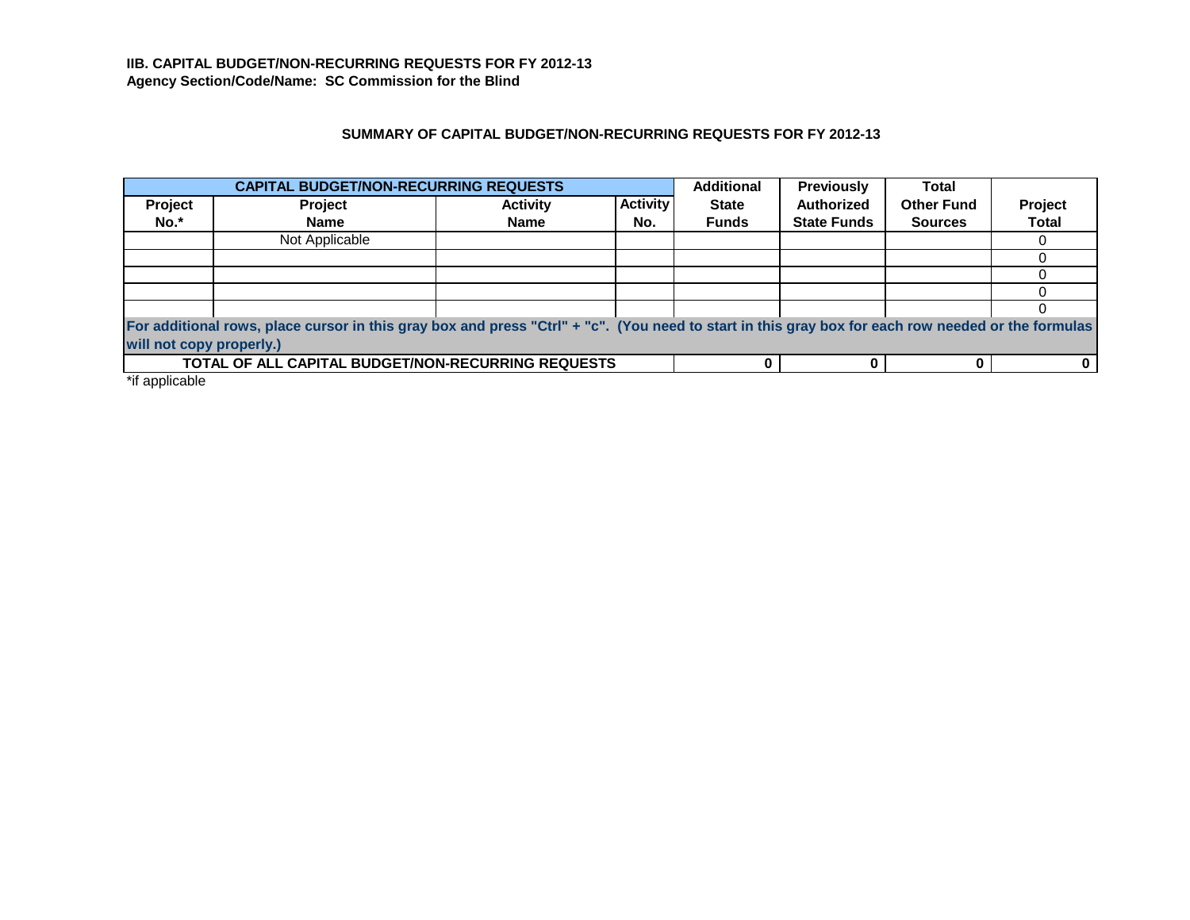**IIB. CAPITAL BUDGET/NON-RECURRING REQUESTS FOR FY 2012-13**
**Agency Section/Code/Name: SC Commission for the Blind**

## SUMMARY OF CAPITAL BUDGET/NON-RECURRING REQUESTS FOR FY 2012-13

| CAPITAL BUDGET/NON-RECURRING REQUESTS | | | | Additional | Previously | Total | |
|---|---|---|---|---|---|---|---|
| Project No.* | Project Name | Activity Name | Activity No. | State Funds | Authorized State Funds | Other Fund Sources | Project Total |
| | Not Applicable | | | | | | 0 |
| | | | | | | | 0 |
| | | | | | | | 0 |
| | | | | | | | 0 |
| | | | | | | | 0 |
| For additional rows, place cursor in this gray box and press "Ctrl" + "c". (You need to start in this gray box for each row needed or the formulas will not copy properly.) | | | | | | | |
| TOTAL OF ALL CAPITAL BUDGET/NON-RECURRING REQUESTS | | | | 0 | 0 | 0 | 0 |

*if applicable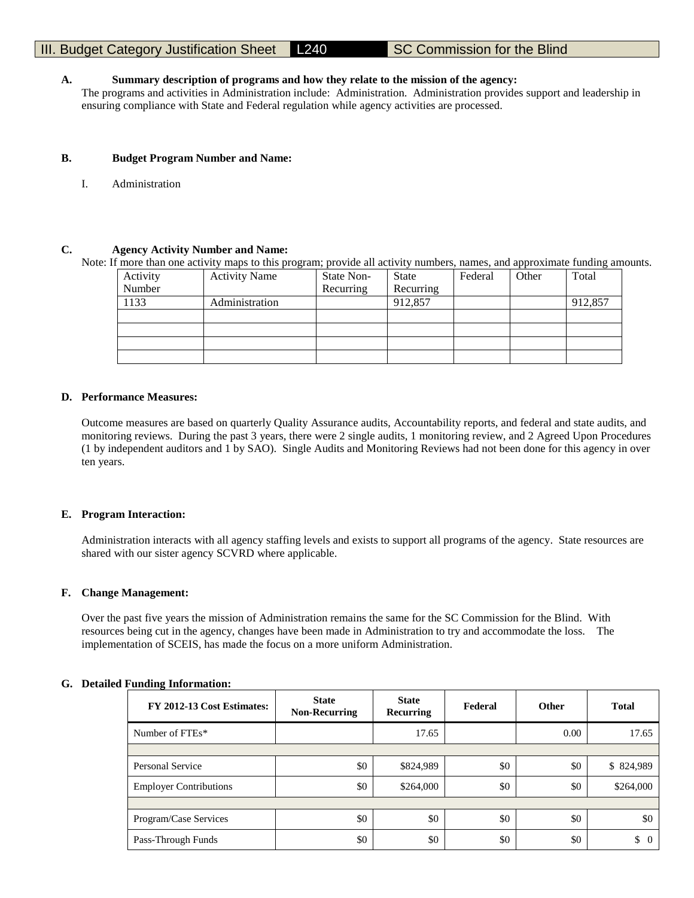# III. Budget Category Justification Sheet L240 SC Commission for the Blind

**A. Summary description of programs and how they relate to the mission of the agency:**

The programs and activities in Administration include: Administration. Administration provides support and leadership in ensuring compliance with State and Federal regulation while agency activities are processed.

**B. Budget Program Number and Name:**

I. Administration

**C. Agency Activity Number and Name:**

Note: If more than one activity maps to this program; provide all activity numbers, names, and approximate funding amounts.

| Activity Number | Activity Name | State Non-Recurring | State Recurring | Federal | Other | Total |
|---|---|---|---|---|---|---|
| 1133 | Administration | | 912,857 | | | 912,857 |
| | | | | | | |
| | | | | | | |
| | | | | | | |
| | | | | | | |

**D. Performance Measures:**

Outcome measures are based on quarterly Quality Assurance audits, Accountability reports, and federal and state audits, and monitoring reviews. During the past 3 years, there were 2 single audits, 1 monitoring review, and 2 Agreed Upon Procedures (1 by independent auditors and 1 by SAO). Single Audits and Monitoring Reviews had not been done for this agency in over ten years.

**E. Program Interaction:**

Administration interacts with all agency staffing levels and exists to support all programs of the agency. State resources are shared with our sister agency SCVRD where applicable.

**F. Change Management:**

Over the past five years the mission of Administration remains the same for the SC Commission for the Blind. With resources being cut in the agency, changes have been made in Administration to try and accommodate the loss. The implementation of SCEIS, has made the focus on a more uniform Administration.

**G. Detailed Funding Information:**

| FY 2012-13 Cost Estimates: | State Non-Recurring | State Recurring | Federal | Other | Total |
|---|---|---|---|---|---|
| Number of FTEs* | | 17.65 | | 0.00 | 17.65 |
| | | | | | |
| Personal Service | $0 | $824,989 | $0 | $0 | $ 824,989 |
| Employer Contributions | $0 | $264,000 | $0 | $0 | $264,000 |
| | | | | | |
| Program/Case Services | $0 | $0 | $0 | $0 | $0 |
| Pass-Through Funds | $0 | $0 | $0 | $0 | $ 0 |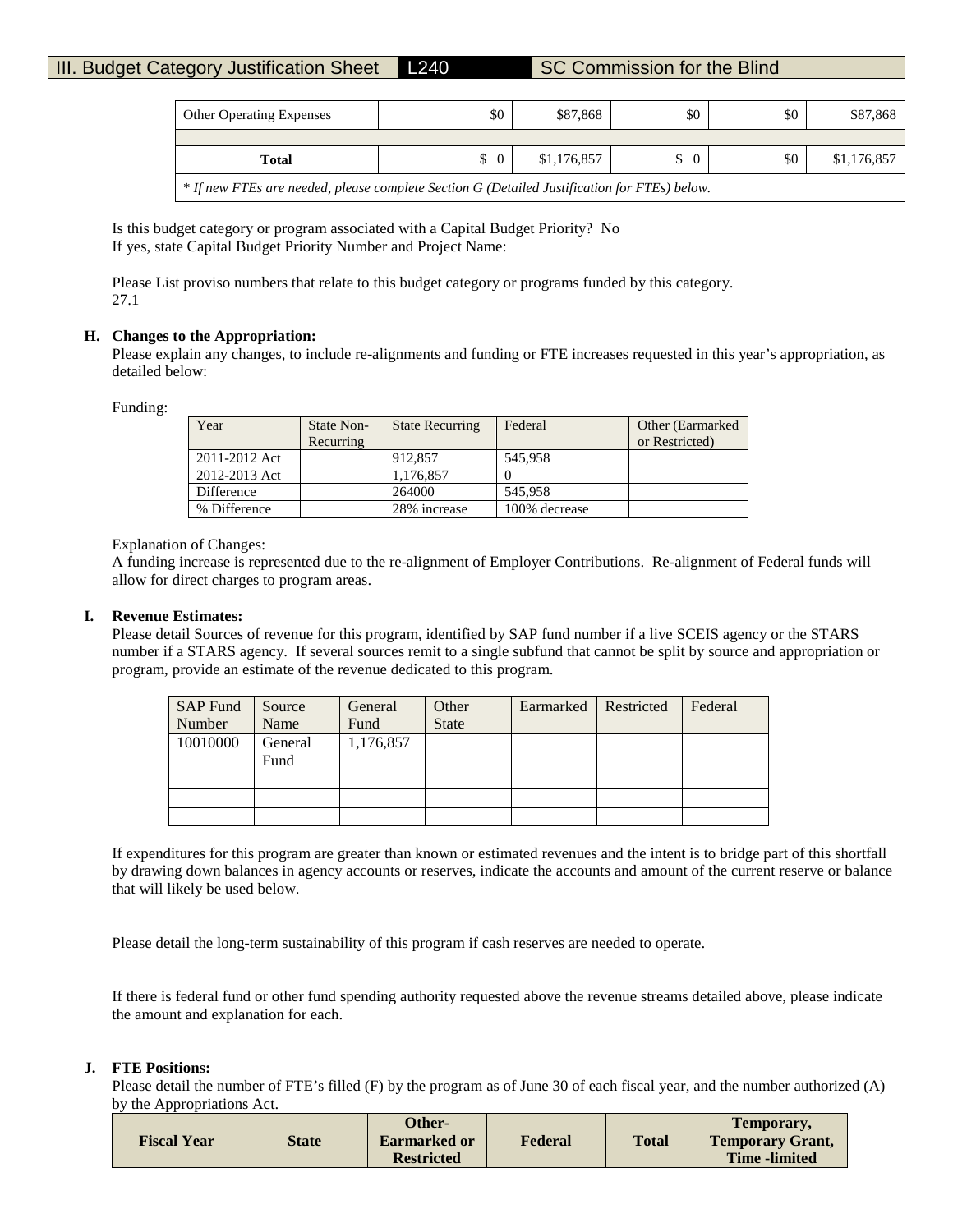| Other Operating Expenses | $0 | $87,868 | $0 | $0 | $87,868 |
|---|---|---|---|---|---|
| | | | | | |
| **Total** | $ 0 | $1,176,857 | $ 0 | $0 | $1,176,857 |
| *\* If new FTEs are needed, please complete Section G (Detailed Justification for FTEs) below.* | | | | | |

Is this budget category or program associated with a Capital Budget Priority? No
If yes, state Capital Budget Priority Number and Project Name:

Please List proviso numbers that relate to this budget category or programs funded by this category.
27.1

**H. Changes to the Appropriation:**
Please explain any changes, to include re-alignments and funding or FTE increases requested in this year's appropriation, as detailed below:

Funding:

| Year | State Non-Recurring | State Recurring | Federal | Other (Earmarked or Restricted) |
|---|---|---|---|---|
| 2011-2012 Act | | 912,857 | 545,958 | |
| 2012-2013 Act | | 1,176,857 | 0 | |
| Difference | | 264000 | 545,958 | |
| % Difference | | 28% increase | 100% decrease | |

Explanation of Changes:
A funding increase is represented due to the re-alignment of Employer Contributions. Re-alignment of Federal funds will allow for direct charges to program areas.

**I. Revenue Estimates:**
Please detail Sources of revenue for this program, identified by SAP fund number if a live SCEIS agency or the STARS number if a STARS agency. If several sources remit to a single subfund that cannot be split by source and appropriation or program, provide an estimate of the revenue dedicated to this program.

| SAP Fund Number | Source Name | General Fund | Other State | Earmarked | Restricted | Federal |
|---|---|---|---|---|---|---|
| 10010000 | General Fund | 1,176,857 | | | | |
| | | | | | | |
| | | | | | | |
| | | | | | | |

If expenditures for this program are greater than known or estimated revenues and the intent is to bridge part of this shortfall by drawing down balances in agency accounts or reserves, indicate the accounts and amount of the current reserve or balance that will likely be used below.

Please detail the long-term sustainability of this program if cash reserves are needed to operate.

If there is federal fund or other fund spending authority requested above the revenue streams detailed above, please indicate the amount and explanation for each.

**J. FTE Positions:**
Please detail the number of FTE's filled (F) by the program as of June 30 of each fiscal year, and the number authorized (A) by the Appropriations Act.

| Fiscal Year | State | Other-Earmarked or Restricted | Federal | Total | Temporary, Temporary Grant, Time -limited |
|---|---|---|---|---|---|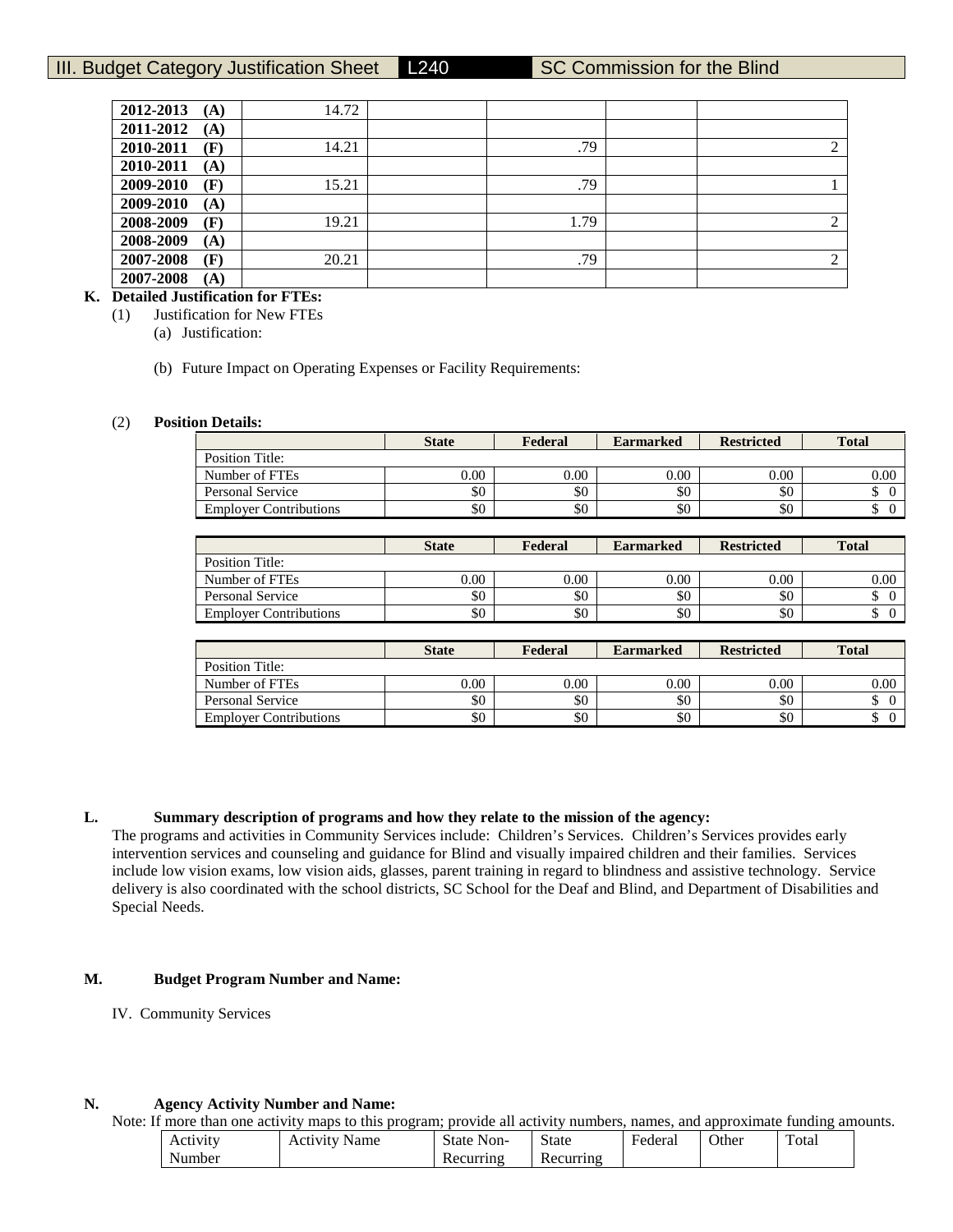# III. Budget Category Justification Sheet L240 SC Commission for the Blind

| | | | | | |
|---|---|---|---|---|---|
| **2012-2013 (A)** | 14.72 | | | | |
| **2011-2012 (A)** | | | | | |
| **2010-2011 (F)** | 14.21 | | .79 | | 2 |
| **2010-2011 (A)** | | | | | |
| **2009-2010 (F)** | 15.21 | | .79 | | 1 |
| **2009-2010 (A)** | | | | | |
| **2008-2009 (F)** | 19.21 | | 1.79 | | 2 |
| **2008-2009 (A)** | | | | | |
| **2007-2008 (F)** | 20.21 | | .79 | | 2 |
| **2007-2008 (A)** | | | | | |

**K. Detailed Justification for FTEs:**

(1) Justification for New FTEs

(a) Justification:

(b) Future Impact on Operating Expenses or Facility Requirements:

(2) **Position Details:**

| | **State** | **Federal** | **Earmarked** | **Restricted** | **Total** |
|---|---|---|---|---|---|
| Position Title: | | | | | |
| Number of FTEs | 0.00 | 0.00 | 0.00 | 0.00 | 0.00 |
| Personal Service | $0 | $0 | $0 | $0 | $ 0 |
| Employer Contributions | $0 | $0 | $0 | $0 | $ 0 |

| | **State** | **Federal** | **Earmarked** | **Restricted** | **Total** |
|---|---|---|---|---|---|
| Position Title: | | | | | |
| Number of FTEs | 0.00 | 0.00 | 0.00 | 0.00 | 0.00 |
| Personal Service | $0 | $0 | $0 | $0 | $ 0 |
| Employer Contributions | $0 | $0 | $0 | $0 | $ 0 |

| | **State** | **Federal** | **Earmarked** | **Restricted** | **Total** |
|---|---|---|---|---|---|
| Position Title: | | | | | |
| Number of FTEs | 0.00 | 0.00 | 0.00 | 0.00 | 0.00 |
| Personal Service | $0 | $0 | $0 | $0 | $ 0 |
| Employer Contributions | $0 | $0 | $0 | $0 | $ 0 |

**L. Summary description of programs and how they relate to the mission of the agency:**

The programs and activities in Community Services include: Children's Services. Children's Services provides early intervention services and counseling and guidance for Blind and visually impaired children and their families. Services include low vision exams, low vision aids, glasses, parent training in regard to blindness and assistive technology. Service delivery is also coordinated with the school districts, SC School for the Deaf and Blind, and Department of Disabilities and Special Needs.

**M. Budget Program Number and Name:**

IV. Community Services

**N. Agency Activity Number and Name:**

Note: If more than one activity maps to this program; provide all activity numbers, names, and approximate funding amounts.

| Activity Number | Activity Name | State Non-Recurring | State Recurring | Federal | Other | Total |
|---|---|---|---|---|---|---|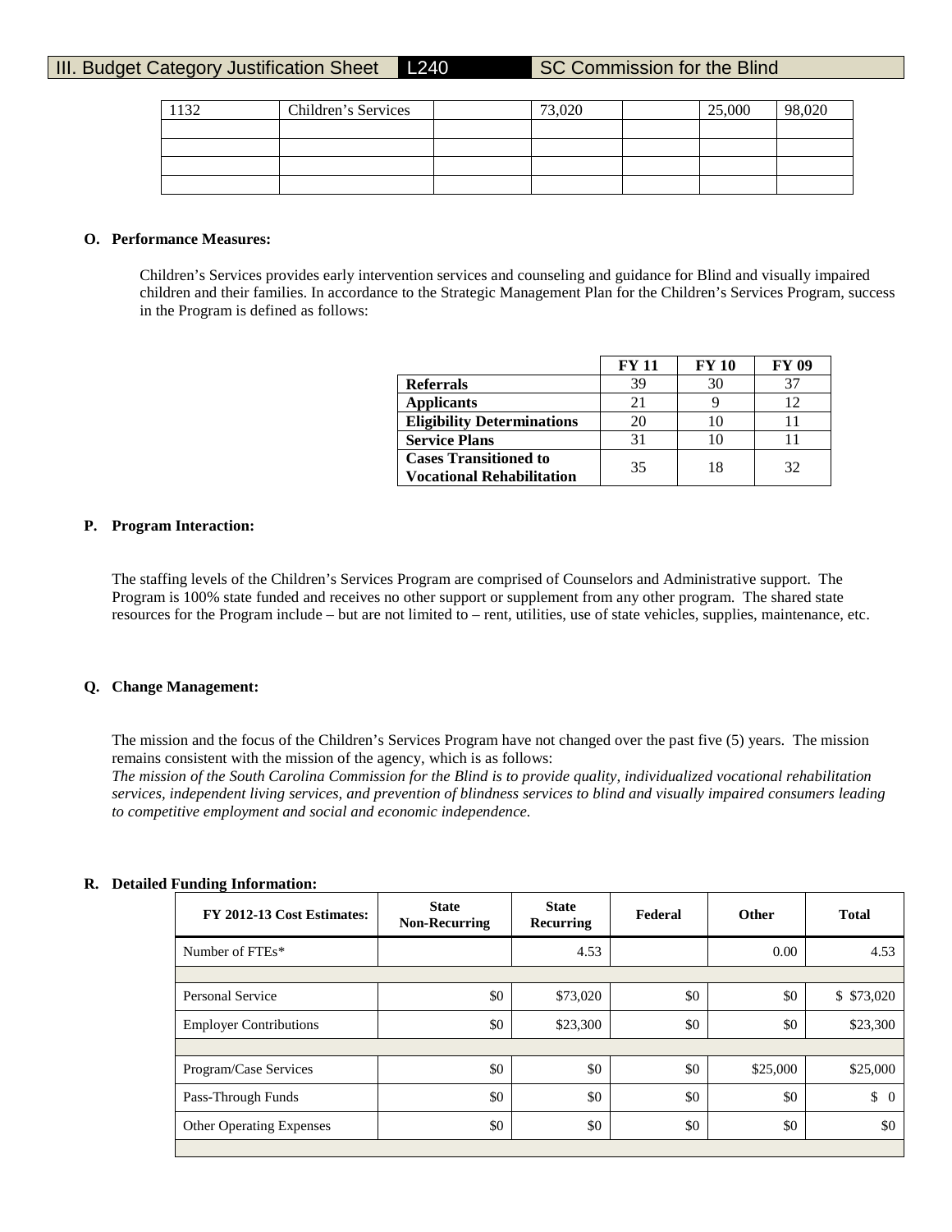III. Budget Category Justification Sheet | L240 | SC Commission for the Blind

| 1132 | Children's Services | | 73,020 | | 25,000 | 98,020 |
|---|---|---|---|---|---|---|
| | | | | | | |
| | | | | | | |
| | | | | | | |
| | | | | | | |

**O. Performance Measures:**

Children's Services provides early intervention services and counseling and guidance for Blind and visually impaired children and their families. In accordance to the Strategic Management Plan for the Children's Services Program, success in the Program is defined as follows:

| | FY 11 | FY 10 | FY 09 |
|---|---|---|---|
| **Referrals** | 39 | 30 | 37 |
| **Applicants** | 21 | 9 | 12 |
| **Eligibility Determinations** | 20 | 10 | 11 |
| **Service Plans** | 31 | 10 | 11 |
| **Cases Transitioned to Vocational Rehabilitation** | 35 | 18 | 32 |

**P. Program Interaction:**

The staffing levels of the Children's Services Program are comprised of Counselors and Administrative support. The Program is 100% state funded and receives no other support or supplement from any other program. The shared state resources for the Program include – but are not limited to – rent, utilities, use of state vehicles, supplies, maintenance, etc.

**Q. Change Management:**

The mission and the focus of the Children's Services Program have not changed over the past five (5) years. The mission remains consistent with the mission of the agency, which is as follows:
*The mission of the South Carolina Commission for the Blind is to provide quality, individualized vocational rehabilitation services, independent living services, and prevention of blindness services to blind and visually impaired consumers leading to competitive employment and social and economic independence.*

**R. Detailed Funding Information:**

| FY 2012-13 Cost Estimates: | State Non-Recurring | State Recurring | Federal | Other | Total |
|---|---|---|---|---|---|
| Number of FTEs* | | 4.53 | | 0.00 | 4.53 |
| | | | | | |
| Personal Service | $0 | $73,020 | $0 | $0 | $ $73,020 |
| Employer Contributions | $0 | $23,300 | $0 | $0 | $23,300 |
| | | | | | |
| Program/Case Services | $0 | $0 | $0 | $25,000 | $25,000 |
| Pass-Through Funds | $0 | $0 | $0 | $0 | $ 0 |
| Other Operating Expenses | $0 | $0 | $0 | $0 | $0 |
| | | | | | |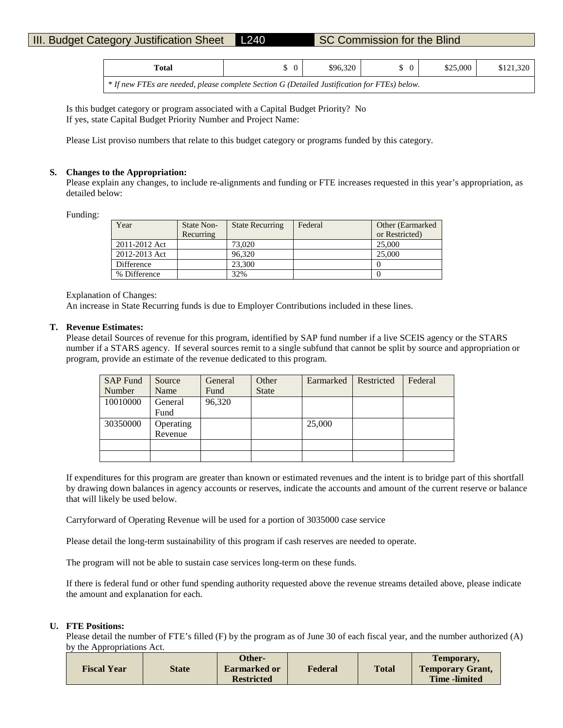| Total | $ 0 | $96,320 | $ 0 | $25,000 | $121,320 |
|---|---|---|---|---|---|
| * If new FTEs are needed, please complete Section G (Detailed Justification for FTEs) below. | | | | | |

Is this budget category or program associated with a Capital Budget Priority? No
If yes, state Capital Budget Priority Number and Project Name:

Please List proviso numbers that relate to this budget category or programs funded by this category.

**S. Changes to the Appropriation:**
Please explain any changes, to include re-alignments and funding or FTE increases requested in this year's appropriation, as detailed below:

Funding:

| Year | State Non-Recurring | State Recurring | Federal | Other (Earmarked or Restricted) |
|---|---|---|---|---|
| 2011-2012 Act | | 73,020 | | 25,000 |
| 2012-2013 Act | | 96,320 | | 25,000 |
| Difference | | 23,300 | | 0 |
| % Difference | | 32% | | 0 |

Explanation of Changes:
An increase in State Recurring funds is due to Employer Contributions included in these lines.

**T. Revenue Estimates:**
Please detail Sources of revenue for this program, identified by SAP fund number if a live SCEIS agency or the STARS number if a STARS agency. If several sources remit to a single subfund that cannot be split by source and appropriation or program, provide an estimate of the revenue dedicated to this program.

| SAP Fund Number | Source Name | General Fund | Other State | Earmarked | Restricted | Federal |
|---|---|---|---|---|---|---|
| 10010000 | General Fund | 96,320 | | | | |
| 30350000 | Operating Revenue | | | 25,000 | | |
| | | | | | | |
| | | | | | | |

If expenditures for this program are greater than known or estimated revenues and the intent is to bridge part of this shortfall by drawing down balances in agency accounts or reserves, indicate the accounts and amount of the current reserve or balance that will likely be used below.

Carryforward of Operating Revenue will be used for a portion of 3035000 case service

Please detail the long-term sustainability of this program if cash reserves are needed to operate.

The program will not be able to sustain case services long-term on these funds.

If there is federal fund or other fund spending authority requested above the revenue streams detailed above, please indicate the amount and explanation for each.

**U. FTE Positions:**
Please detail the number of FTE's filled (F) by the program as of June 30 of each fiscal year, and the number authorized (A) by the Appropriations Act.

| Fiscal Year | State | Other-Earmarked or Restricted | Federal | Total | Temporary, Temporary Grant, Time -limited |
|---|---|---|---|---|---|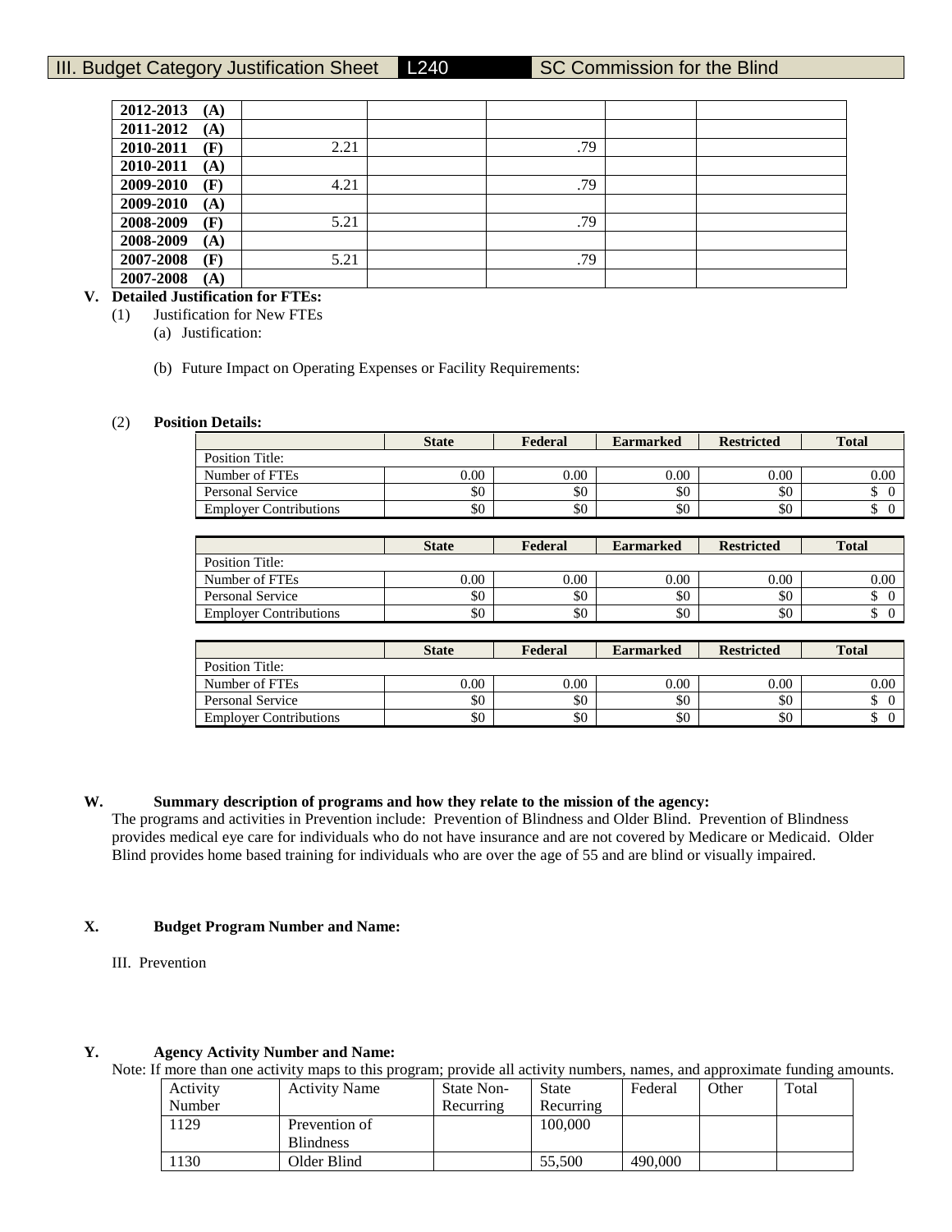III. Budget Category Justification Sheet L240 SC Commission for the Blind

| | | | | | |
|---|---|---|---|---|---|
| **2012-2013 (A)** | | | | | |
| **2011-2012 (A)** | | | | | |
| **2010-2011 (F)** | 2.21 | | .79 | | |
| **2010-2011 (A)** | | | | | |
| **2009-2010 (F)** | 4.21 | | .79 | | |
| **2009-2010 (A)** | | | | | |
| **2008-2009 (F)** | 5.21 | | .79 | | |
| **2008-2009 (A)** | | | | | |
| **2007-2008 (F)** | 5.21 | | .79 | | |
| **2007-2008 (A)** | | | | | |

**V. Detailed Justification for FTEs:**

(1) Justification for New FTEs

(a) Justification:

(b) Future Impact on Operating Expenses or Facility Requirements:

(2) **Position Details:**

| | **State** | **Federal** | **Earmarked** | **Restricted** | **Total** |
|---|---|---|---|---|---|
| Position Title: | | | | | |
| Number of FTEs | 0.00 | 0.00 | 0.00 | 0.00 | 0.00 |
| Personal Service | $0 | $0 | $0 | $0 | $ 0 |
| Employer Contributions | $0 | $0 | $0 | $0 | $ 0 |

| | **State** | **Federal** | **Earmarked** | **Restricted** | **Total** |
|---|---|---|---|---|---|
| Position Title: | | | | | |
| Number of FTEs | 0.00 | 0.00 | 0.00 | 0.00 | 0.00 |
| Personal Service | $0 | $0 | $0 | $0 | $ 0 |
| Employer Contributions | $0 | $0 | $0 | $0 | $ 0 |

| | **State** | **Federal** | **Earmarked** | **Restricted** | **Total** |
|---|---|---|---|---|---|
| Position Title: | | | | | |
| Number of FTEs | 0.00 | 0.00 | 0.00 | 0.00 | 0.00 |
| Personal Service | $0 | $0 | $0 | $0 | $ 0 |
| Employer Contributions | $0 | $0 | $0 | $0 | $ 0 |

**W. Summary description of programs and how they relate to the mission of the agency:**

The programs and activities in Prevention include: Prevention of Blindness and Older Blind. Prevention of Blindness provides medical eye care for individuals who do not have insurance and are not covered by Medicare or Medicaid. Older Blind provides home based training for individuals who are over the age of 55 and are blind or visually impaired.

**X. Budget Program Number and Name:**

III. Prevention

**Y. Agency Activity Number and Name:**

Note: If more than one activity maps to this program; provide all activity numbers, names, and approximate funding amounts.

| Activity Number | Activity Name | State Non-Recurring | State Recurring | Federal | Other | Total |
|---|---|---|---|---|---|---|
| 1129 | Prevention of Blindness | | 100,000 | | | |
| 1130 | Older Blind | | 55,500 | 490,000 | | |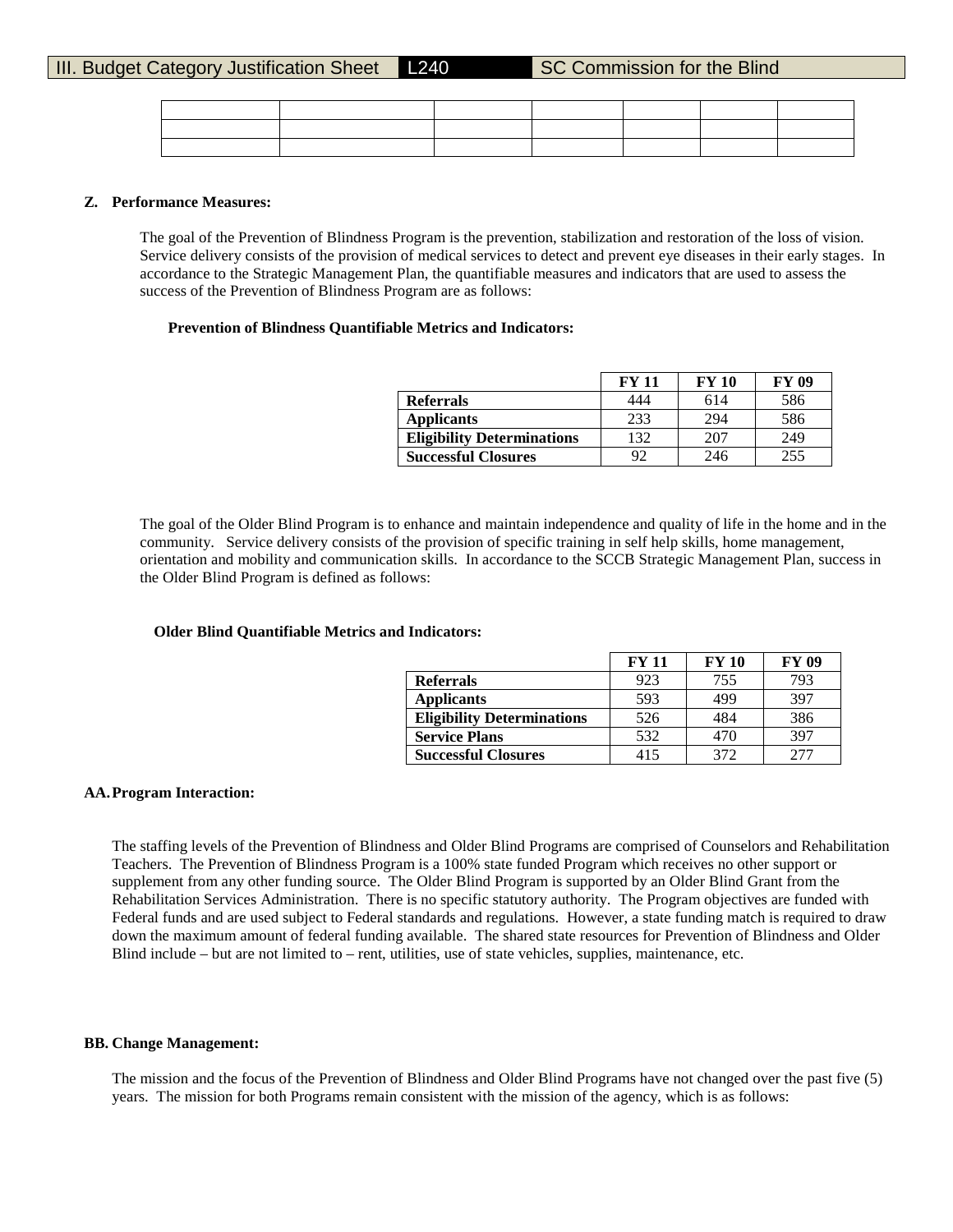## Z. Performance Measures:

The goal of the Prevention of Blindness Program is the prevention, stabilization and restoration of the loss of vision. Service delivery consists of the provision of medical services to detect and prevent eye diseases in their early stages. In accordance to the Strategic Management Plan, the quantifiable measures and indicators that are used to assess the success of the Prevention of Blindness Program are as follows:

**Prevention of Blindness Quantifiable Metrics and Indicators:**

| | FY 11 | FY 10 | FY 09 |
|---|---|---|---|
| **Referrals** | 444 | 614 | 586 |
| **Applicants** | 233 | 294 | 586 |
| **Eligibility Determinations** | 132 | 207 | 249 |
| **Successful Closures** | 92 | 246 | 255 |

The goal of the Older Blind Program is to enhance and maintain independence and quality of life in the home and in the community. Service delivery consists of the provision of specific training in self help skills, home management, orientation and mobility and communication skills. In accordance to the SCCB Strategic Management Plan, success in the Older Blind Program is defined as follows:

**Older Blind Quantifiable Metrics and Indicators:**

| | FY 11 | FY 10 | FY 09 |
|---|---|---|---|
| **Referrals** | 923 | 755 | 793 |
| **Applicants** | 593 | 499 | 397 |
| **Eligibility Determinations** | 526 | 484 | 386 |
| **Service Plans** | 532 | 470 | 397 |
| **Successful Closures** | 415 | 372 | 277 |

## AA. Program Interaction:

The staffing levels of the Prevention of Blindness and Older Blind Programs are comprised of Counselors and Rehabilitation Teachers. The Prevention of Blindness Program is a 100% state funded Program which receives no other support or supplement from any other funding source. The Older Blind Program is supported by an Older Blind Grant from the Rehabilitation Services Administration. There is no specific statutory authority. The Program objectives are funded with Federal funds and are used subject to Federal standards and regulations. However, a state funding match is required to draw down the maximum amount of federal funding available. The shared state resources for Prevention of Blindness and Older Blind include – but are not limited to – rent, utilities, use of state vehicles, supplies, maintenance, etc.

## BB. Change Management:

The mission and the focus of the Prevention of Blindness and Older Blind Programs have not changed over the past five (5) years. The mission for both Programs remain consistent with the mission of the agency, which is as follows: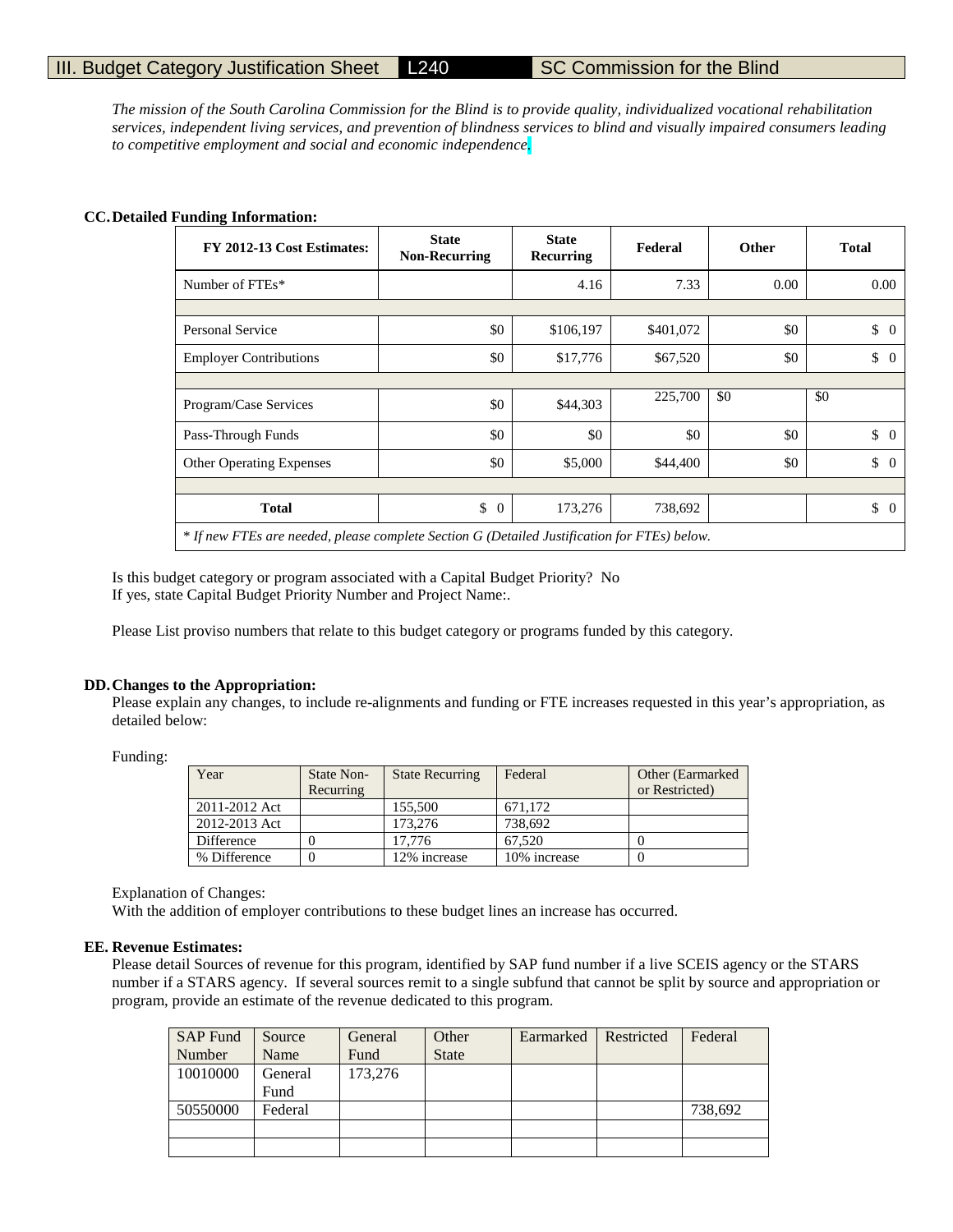# III. Budget Category Justification Sheet | L240 | SC Commission for the Blind

*The mission of the South Carolina Commission for the Blind is to provide quality, individualized vocational rehabilitation services, independent living services, and prevention of blindness services to blind and visually impaired consumers leading to competitive employment and social and economic independence.*

**CC. Detailed Funding Information:**

| FY 2012-13 Cost Estimates: | State Non-Recurring | State Recurring | Federal | Other | Total |
|---|---|---|---|---|---|
| Number of FTEs* | | 4.16 | 7.33 | 0.00 | 0.00 |
| | | | | | |
| Personal Service | $0 | $106,197 | $401,072 | $0 | $ 0 |
| Employer Contributions | $0 | $17,776 | $67,520 | $0 | $ 0 |
| | | | | | |
| Program/Case Services | $0 | $44,303 | 225,700 | $0 | $0 |
| Pass-Through Funds | $0 | $0 | $0 | $0 | $ 0 |
| Other Operating Expenses | $0 | $5,000 | $44,400 | $0 | $ 0 |
| | | | | | |
| **Total** | $ 0 | 173,276 | 738,692 | | $ 0 |

*\* If new FTEs are needed, please complete Section G (Detailed Justification for FTEs) below.*

Is this budget category or program associated with a Capital Budget Priority? No
If yes, state Capital Budget Priority Number and Project Name:.

Please List proviso numbers that relate to this budget category or programs funded by this category.

**DD. Changes to the Appropriation:**

Please explain any changes, to include re-alignments and funding or FTE increases requested in this year's appropriation, as detailed below:

Funding:

| Year | State Non-Recurring | State Recurring | Federal | Other (Earmarked or Restricted) |
|---|---|---|---|---|
| 2011-2012 Act | | 155,500 | 671,172 | |
| 2012-2013 Act | | 173,276 | 738,692 | |
| Difference | 0 | 17,776 | 67,520 | 0 |
| % Difference | 0 | 12% increase | 10% increase | 0 |

Explanation of Changes:
With the addition of employer contributions to these budget lines an increase has occurred.

**EE. Revenue Estimates:**

Please detail Sources of revenue for this program, identified by SAP fund number if a live SCEIS agency or the STARS number if a STARS agency. If several sources remit to a single subfund that cannot be split by source and appropriation or program, provide an estimate of the revenue dedicated to this program.

| SAP Fund Number | Source Name | General Fund | Other State | Earmarked | Restricted | Federal |
|---|---|---|---|---|---|---|
| 10010000 | General Fund | 173,276 | | | | |
| 50550000 | Federal | | | | | 738,692 |
| | | | | | | |
| | | | | | | |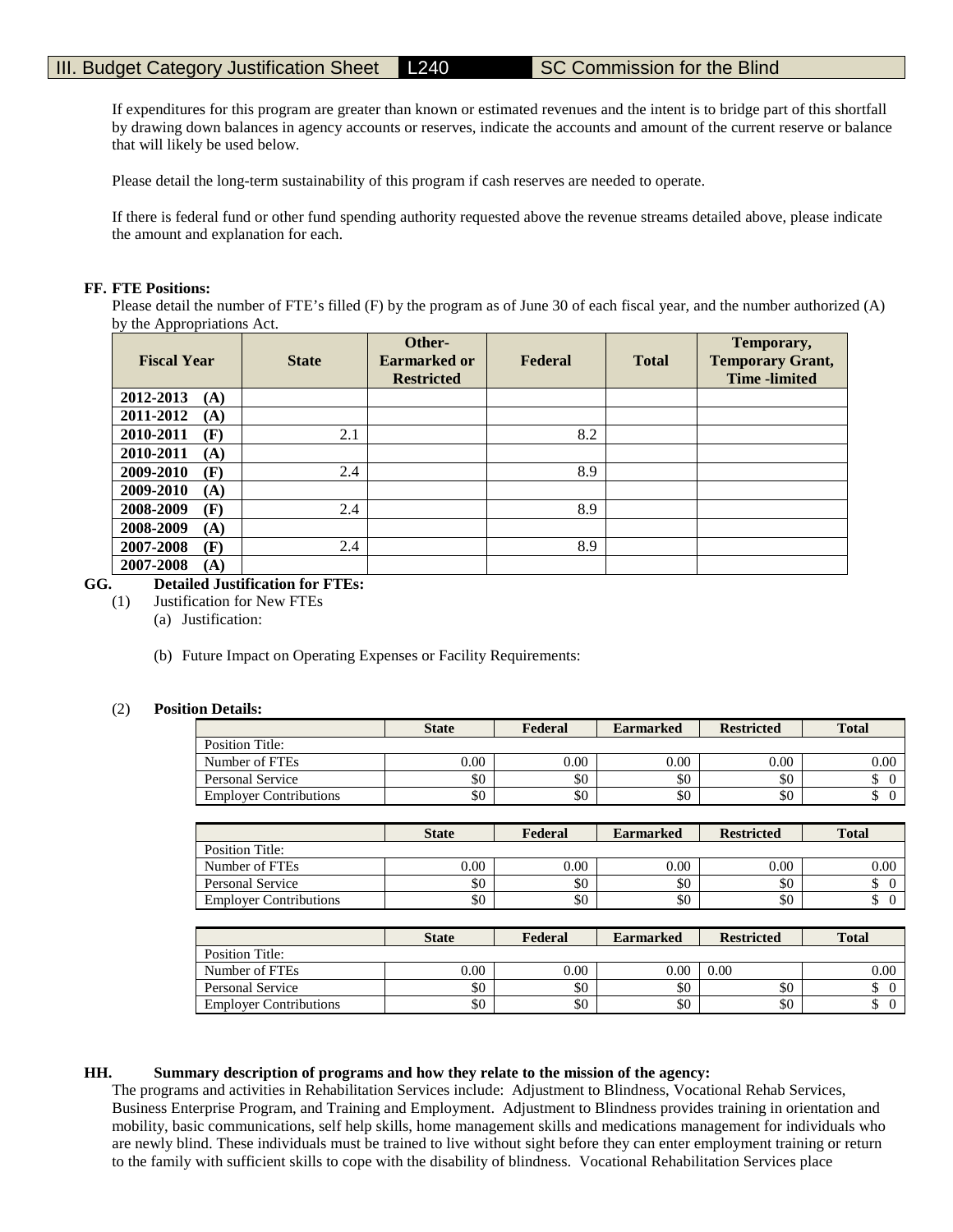III. Budget Category Justification Sheet | L240 | SC Commission for the Blind

If expenditures for this program are greater than known or estimated revenues and the intent is to bridge part of this shortfall by drawing down balances in agency accounts or reserves, indicate the accounts and amount of the current reserve or balance that will likely be used below.

Please detail the long-term sustainability of this program if cash reserves are needed to operate.

If there is federal fund or other fund spending authority requested above the revenue streams detailed above, please indicate the amount and explanation for each.

**FF. FTE Positions:**

Please detail the number of FTE's filled (F) by the program as of June 30 of each fiscal year, and the number authorized (A) by the Appropriations Act.

| Fiscal Year | State | Other-Earmarked or Restricted | Federal | Total | Temporary, Temporary Grant, Time -limited |
|---|---|---|---|---|---|
| **2012-2013 (A)** | | | | | |
| **2011-2012 (A)** | | | | | |
| **2010-2011 (F)** | 2.1 | | 8.2 | | |
| **2010-2011 (A)** | | | | | |
| **2009-2010 (F)** | 2.4 | | 8.9 | | |
| **2009-2010 (A)** | | | | | |
| **2008-2009 (F)** | 2.4 | | 8.9 | | |
| **2008-2009 (A)** | | | | | |
| **2007-2008 (F)** | 2.4 | | 8.9 | | |
| **2007-2008 (A)** | | | | | |

**GG. Detailed Justification for FTEs:**

(1) Justification for New FTEs

(a) Justification:

(b) Future Impact on Operating Expenses or Facility Requirements:

(2) **Position Details:**

| | State | Federal | Earmarked | Restricted | Total |
|---|---|---|---|---|---|
| Position Title: | | | | | |
| Number of FTEs | 0.00 | 0.00 | 0.00 | 0.00 | 0.00 |
| Personal Service | $0 | $0 | $0 | $0 | $ 0 |
| Employer Contributions | $0 | $0 | $0 | $0 | $ 0 |

| | State | Federal | Earmarked | Restricted | Total |
|---|---|---|---|---|---|
| Position Title: | | | | | |
| Number of FTEs | 0.00 | 0.00 | 0.00 | 0.00 | 0.00 |
| Personal Service | $0 | $0 | $0 | $0 | $ 0 |
| Employer Contributions | $0 | $0 | $0 | $0 | $ 0 |

| | State | Federal | Earmarked | Restricted | Total |
|---|---|---|---|---|---|
| Position Title: | | | | | |
| Number of FTEs | 0.00 | 0.00 | 0.00 | 0.00 | 0.00 |
| Personal Service | $0 | $0 | $0 | $0 | $ 0 |
| Employer Contributions | $0 | $0 | $0 | $0 | $ 0 |

**HH. Summary description of programs and how they relate to the mission of the agency:**

The programs and activities in Rehabilitation Services include: Adjustment to Blindness, Vocational Rehab Services, Business Enterprise Program, and Training and Employment. Adjustment to Blindness provides training in orientation and mobility, basic communications, self help skills, home management skills and medications management for individuals who are newly blind. These individuals must be trained to live without sight before they can enter employment training or return to the family with sufficient skills to cope with the disability of blindness. Vocational Rehabilitation Services place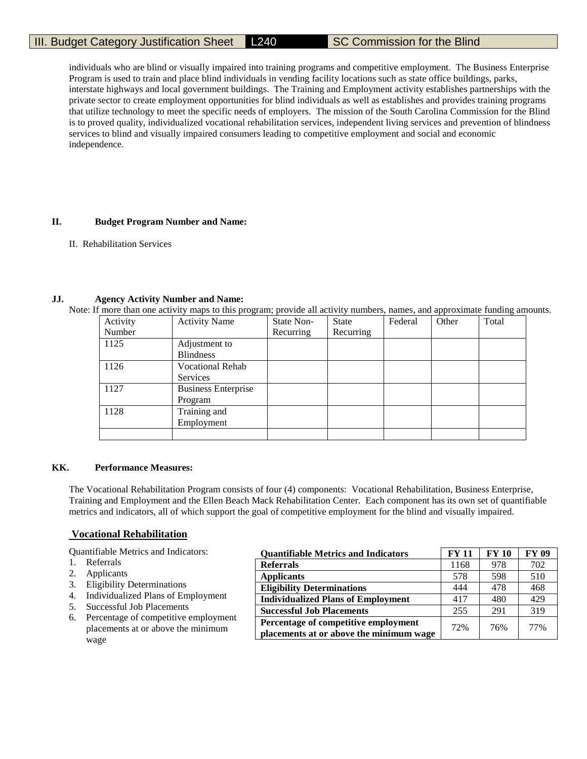individuals who are blind or visually impaired into training programs and competitive employment. The Business Enterprise Program is used to train and place blind individuals in vending facility locations such as state office buildings, parks, interstate highways and local government buildings. The Training and Employment activity establishes partnerships with the private sector to create employment opportunities for blind individuals as well as establishes and provides training programs that utilize technology to meet the specific needs of employers. The mission of the South Carolina Commission for the Blind is to proved quality, individualized vocational rehabilitation services, independent living services and prevention of blindness services to blind and visually impaired consumers leading to competitive employment and social and economic independence.

**II. Budget Program Number and Name:**

II. Rehabilitation Services

**JJ. Agency Activity Number and Name:**

Note: If more than one activity maps to this program; provide all activity numbers, names, and approximate funding amounts.

| Activity Number | Activity Name | State Non-Recurring | State Recurring | Federal | Other | Total |
|---|---|---|---|---|---|---|
| 1125 | Adjustment to Blindness | | | | | |
| 1126 | Vocational Rehab Services | | | | | |
| 1127 | Business Enterprise Program | | | | | |
| 1128 | Training and Employment | | | | | |
| | | | | | | |

**KK. Performance Measures:**

The Vocational Rehabilitation Program consists of four (4) components: Vocational Rehabilitation, Business Enterprise, Training and Employment and the Ellen Beach Mack Rehabilitation Center. Each component has its own set of quantifiable metrics and indicators, all of which support the goal of competitive employment for the blind and visually impaired.

**Vocational Rehabilitation**

Quantifiable Metrics and Indicators:

1. Referrals
2. Applicants
3. Eligibility Determinations
4. Individualized Plans of Employment
5. Successful Job Placements
6. Percentage of competitive employment placements at or above the minimum wage

| Quantifiable Metrics and Indicators | FY 11 | FY 10 | FY 09 |
|---|---|---|---|
| **Referrals** | 1168 | 978 | 702 |
| **Applicants** | 578 | 598 | 510 |
| **Eligibility Determinations** | 444 | 478 | 468 |
| **Individualized Plans of Employment** | 417 | 480 | 429 |
| **Successful Job Placements** | 255 | 291 | 319 |
| **Percentage of competitive employment placements at or above the minimum wage** | 72% | 76% | 77% |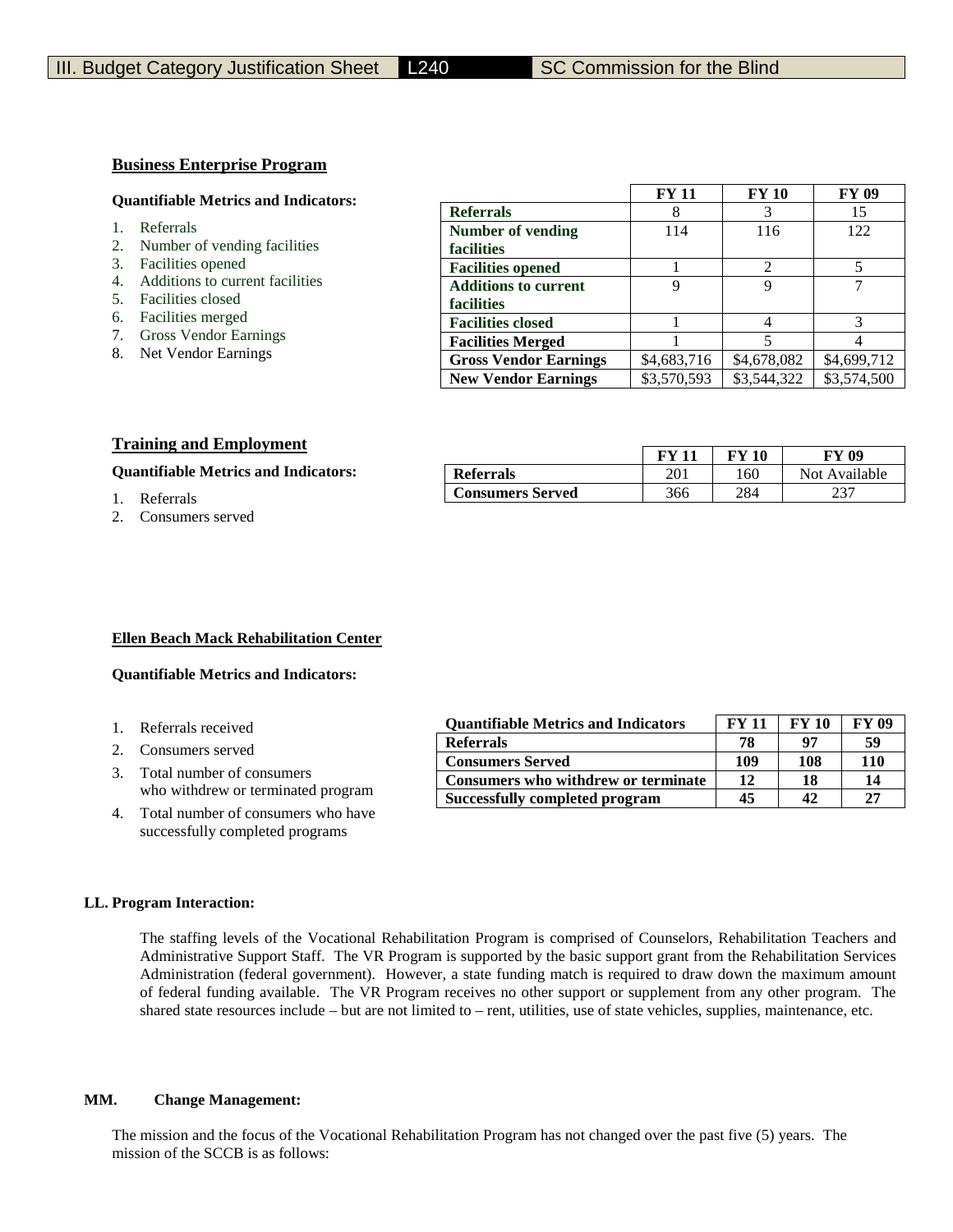**Business Enterprise Program**

**Quantifiable Metrics and Indicators:**

1. Referrals
2. Number of vending facilities
3. Facilities opened
4. Additions to current facilities
5. Facilities closed
6. Facilities merged
7. Gross Vendor Earnings
8. Net Vendor Earnings

| | FY 11 | FY 10 | FY 09 |
|---|---|---|---|
| **Referrals** | 8 | 3 | 15 |
| **Number of vending facilities** | 114 | 116 | 122 |
| **Facilities opened** | 1 | 2 | 5 |
| **Additions to current facilities** | 9 | 9 | 7 |
| **Facilities closed** | 1 | 4 | 3 |
| **Facilities Merged** | 1 | 5 | 4 |
| **Gross Vendor Earnings** | $4,683,716 | $4,678,082 | $4,699,712 |
| **New Vendor Earnings** | $3,570,593 | $3,544,322 | $3,574,500 |

**Training and Employment**

**Quantifiable Metrics and Indicators:**

1. Referrals
2. Consumers served

| | FY 11 | FY 10 | FY 09 |
|---|---|---|---|
| **Referrals** | 201 | 160 | Not Available |
| **Consumers Served** | 366 | 284 | 237 |

**Ellen Beach Mack Rehabilitation Center**

**Quantifiable Metrics and Indicators:**

1. Referrals received
2. Consumers served
3. Total number of consumers who withdrew or terminated program
4. Total number of consumers who have successfully completed programs

| Quantifiable Metrics and Indicators | FY 11 | FY 10 | FY 09 |
|---|---|---|---|
| **Referrals** | **78** | **97** | **59** |
| **Consumers Served** | **109** | **108** | **110** |
| **Consumers who withdrew or terminate** | **12** | **18** | **14** |
| **Successfully completed program** | **45** | **42** | **27** |

**LL. Program Interaction:**

The staffing levels of the Vocational Rehabilitation Program is comprised of Counselors, Rehabilitation Teachers and Administrative Support Staff. The VR Program is supported by the basic support grant from the Rehabilitation Services Administration (federal government). However, a state funding match is required to draw down the maximum amount of federal funding available. The VR Program receives no other support or supplement from any other program. The shared state resources include – but are not limited to – rent, utilities, use of state vehicles, supplies, maintenance, etc.

**MM. Change Management:**

The mission and the focus of the Vocational Rehabilitation Program has not changed over the past five (5) years. The mission of the SCCB is as follows: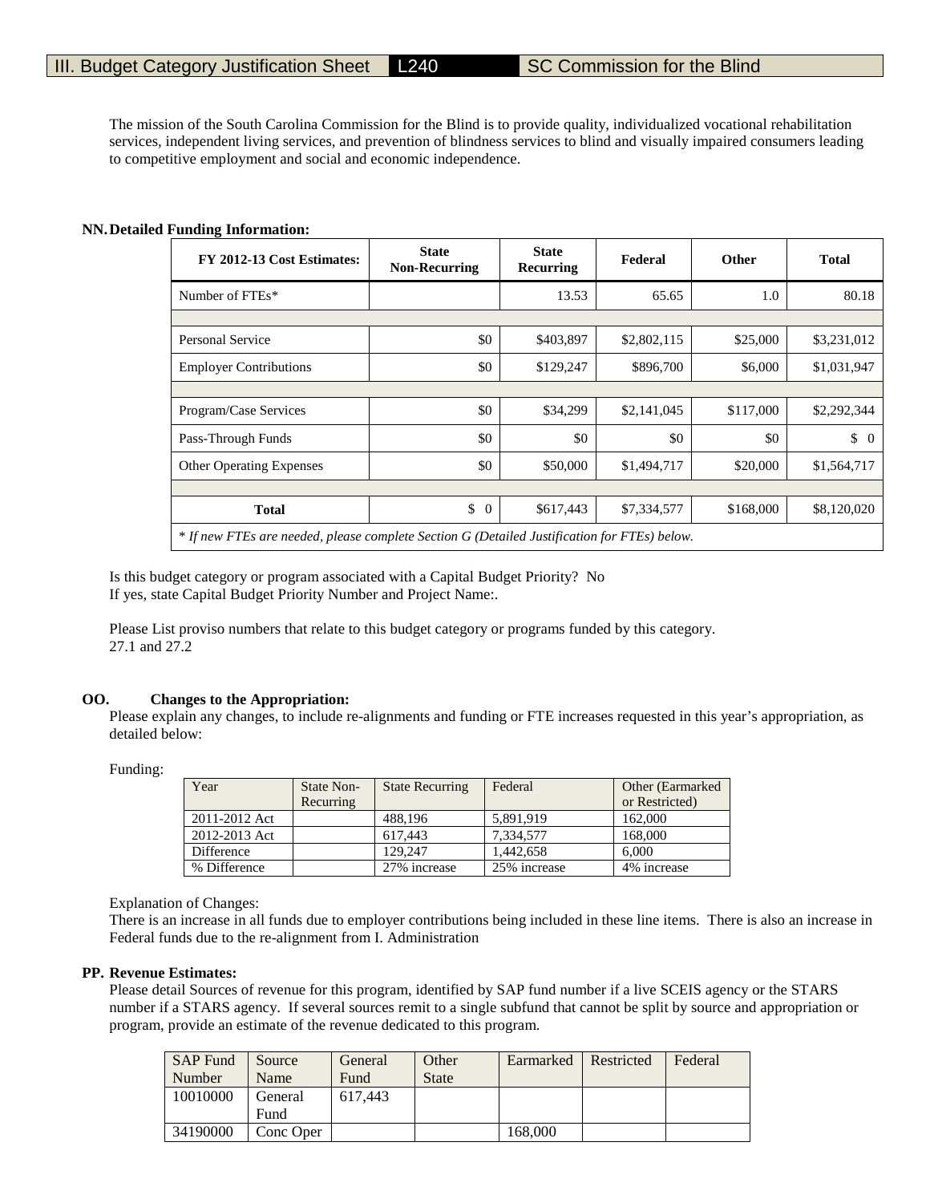# III. Budget Category Justification Sheet L240 SC Commission for the Blind

The mission of the South Carolina Commission for the Blind is to provide quality, individualized vocational rehabilitation services, independent living services, and prevention of blindness services to blind and visually impaired consumers leading to competitive employment and social and economic independence.

**NN. Detailed Funding Information:**

| FY 2012-13 Cost Estimates: | State Non-Recurring | State Recurring | Federal | Other | Total |
|---|---|---|---|---|---|
| Number of FTEs* | | 13.53 | 65.65 | 1.0 | 80.18 |
| | | | | | |
| Personal Service | $0 | $403,897 | $2,802,115 | $25,000 | $3,231,012 |
| Employer Contributions | $0 | $129,247 | $896,700 | $6,000 | $1,031,947 |
| | | | | | |
| Program/Case Services | $0 | $34,299 | $2,141,045 | $117,000 | $2,292,344 |
| Pass-Through Funds | $0 | $0 | $0 | $0 | $ 0 |
| Other Operating Expenses | $0 | $50,000 | $1,494,717 | $20,000 | $1,564,717 |
| | | | | | |
| **Total** | $ 0 | $617,443 | $7,334,577 | $168,000 | $8,120,020 |

*\* If new FTEs are needed, please complete Section G (Detailed Justification for FTEs) below.*

Is this budget category or program associated with a Capital Budget Priority? No
If yes, state Capital Budget Priority Number and Project Name:.

Please List proviso numbers that relate to this budget category or programs funded by this category.
27.1 and 27.2

**OO. Changes to the Appropriation:**

Please explain any changes, to include re-alignments and funding or FTE increases requested in this year's appropriation, as detailed below:

Funding:

| Year | State Non-Recurring | State Recurring | Federal | Other (Earmarked or Restricted) |
|---|---|---|---|---|
| 2011-2012 Act | | 488,196 | 5,891,919 | 162,000 |
| 2012-2013 Act | | 617,443 | 7,334,577 | 168,000 |
| Difference | | 129,247 | 1,442,658 | 6,000 |
| % Difference | | 27% increase | 25% increase | 4% increase |

Explanation of Changes:
There is an increase in all funds due to employer contributions being included in these line items. There is also an increase in Federal funds due to the re-alignment from I. Administration

**PP. Revenue Estimates:**

Please detail Sources of revenue for this program, identified by SAP fund number if a live SCEIS agency or the STARS number if a STARS agency. If several sources remit to a single subfund that cannot be split by source and appropriation or program, provide an estimate of the revenue dedicated to this program.

| SAP Fund Number | Source Name | General Fund | Other State | Earmarked | Restricted | Federal |
|---|---|---|---|---|---|---|
| 10010000 | General Fund | 617,443 | | | | |
| 34190000 | Conc Oper | | | 168,000 | | |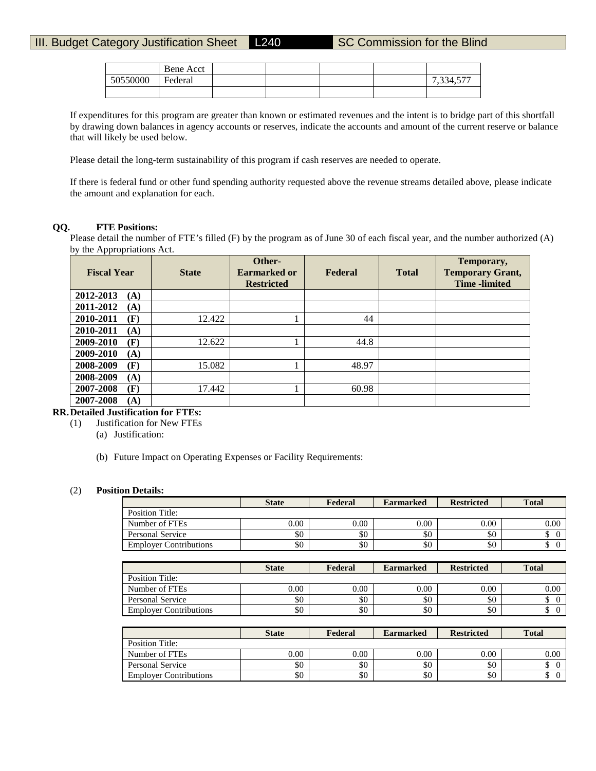| | Bene Acct | | | | | |
|---|---|---|---|---|---|---|
| 50550000 | Federal | | | | | 7,334,577 |
| | | | | | | |

If expenditures for this program are greater than known or estimated revenues and the intent is to bridge part of this shortfall by drawing down balances in agency accounts or reserves, indicate the accounts and amount of the current reserve or balance that will likely be used below.

Please detail the long-term sustainability of this program if cash reserves are needed to operate.

If there is federal fund or other fund spending authority requested above the revenue streams detailed above, please indicate the amount and explanation for each.

**QQ. FTE Positions:**

Please detail the number of FTE's filled (F) by the program as of June 30 of each fiscal year, and the number authorized (A) by the Appropriations Act.

| Fiscal Year | State | Other-Earmarked or Restricted | Federal | Total | Temporary, Temporary Grant, Time -limited |
|---|---|---|---|---|---|
| 2012-2013 (A) | | | | | |
| 2011-2012 (A) | | | | | |
| 2010-2011 (F) | 12.422 | 1 | 44 | | |
| 2010-2011 (A) | | | | | |
| 2009-2010 (F) | 12.622 | 1 | 44.8 | | |
| 2009-2010 (A) | | | | | |
| 2008-2009 (F) | 15.082 | 1 | 48.97 | | |
| 2008-2009 (A) | | | | | |
| 2007-2008 (F) | 17.442 | 1 | 60.98 | | |
| 2007-2008 (A) | | | | | |

**RR. Detailed Justification for FTEs:**

(1) Justification for New FTEs

(a) Justification:

(b) Future Impact on Operating Expenses or Facility Requirements:

(2) **Position Details:**

| | State | Federal | Earmarked | Restricted | Total |
|---|---|---|---|---|---|
| Position Title: | | | | | |
| Number of FTEs | 0.00 | 0.00 | 0.00 | 0.00 | 0.00 |
| Personal Service | $0 | $0 | $0 | $0 | $ 0 |
| Employer Contributions | $0 | $0 | $0 | $0 | $ 0 |

| | State | Federal | Earmarked | Restricted | Total |
|---|---|---|---|---|---|
| Position Title: | | | | | |
| Number of FTEs | 0.00 | 0.00 | 0.00 | 0.00 | 0.00 |
| Personal Service | $0 | $0 | $0 | $0 | $ 0 |
| Employer Contributions | $0 | $0 | $0 | $0 | $ 0 |

| | State | Federal | Earmarked | Restricted | Total |
|---|---|---|---|---|---|
| Position Title: | | | | | |
| Number of FTEs | 0.00 | 0.00 | 0.00 | 0.00 | 0.00 |
| Personal Service | $0 | $0 | $0 | $0 | $ 0 |
| Employer Contributions | $0 | $0 | $0 | $0 | $ 0 |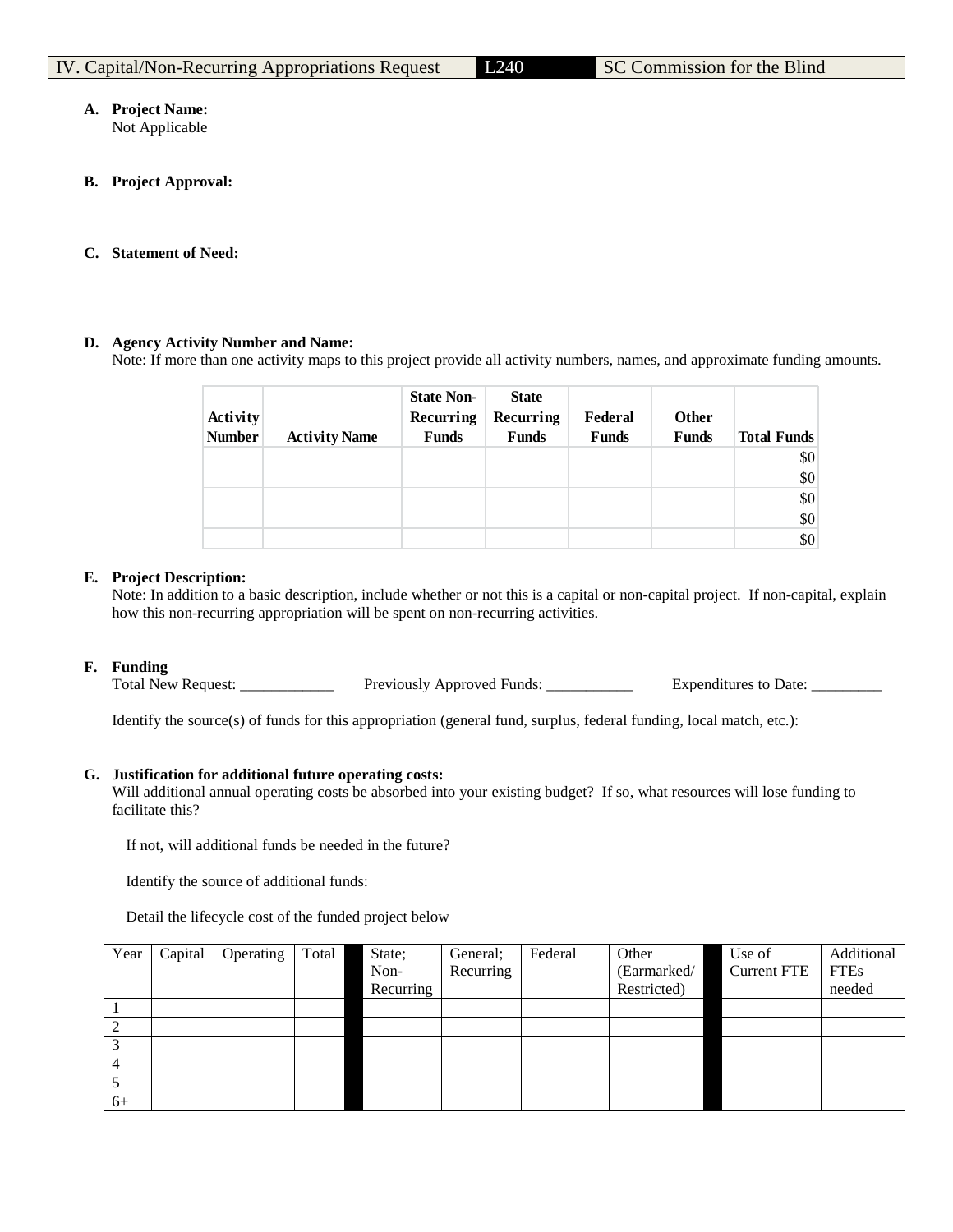IV. Capital/Non-Recurring Appropriations Request | L240 | SC Commission for the Blind

**A. Project Name:**
Not Applicable

**B. Project Approval:**

**C. Statement of Need:**

**D. Agency Activity Number and Name:**
Note: If more than one activity maps to this project provide all activity numbers, names, and approximate funding amounts.

| Activity Number | Activity Name | State Non-Recurring Funds | State Recurring Funds | Federal Funds | Other Funds | Total Funds |
|---|---|---|---|---|---|---|
| | | | | | | $0 |
| | | | | | | $0 |
| | | | | | | $0 |
| | | | | | | $0 |
| | | | | | | $0 |

**E. Project Description:**
Note: In addition to a basic description, include whether or not this is a capital or non-capital project. If non-capital, explain how this non-recurring appropriation will be spent on non-recurring activities.

**F. Funding**
Total New Request: ____________ Previously Approved Funds: ___________ Expenditures to Date: _________

Identify the source(s) of funds for this appropriation (general fund, surplus, federal funding, local match, etc.):

**G. Justification for additional future operating costs:**
Will additional annual operating costs be absorbed into your existing budget? If so, what resources will lose funding to facilitate this?

If not, will additional funds be needed in the future?

Identify the source of additional funds:

Detail the lifecycle cost of the funded project below

| Year | Capital | Operating | Total | | State; Non-Recurring | General; Recurring | Federal | Other (Earmarked/ Restricted) | | Use of Current FTE | Additional FTEs needed |
|---|---|---|---|---|---|---|---|---|---|---|---|
| 1 | | | | | | | | | | | |
| 2 | | | | | | | | | | | |
| 3 | | | | | | | | | | | |
| 4 | | | | | | | | | | | |
| 5 | | | | | | | | | | | |
| 6+ | | | | | | | | | | | |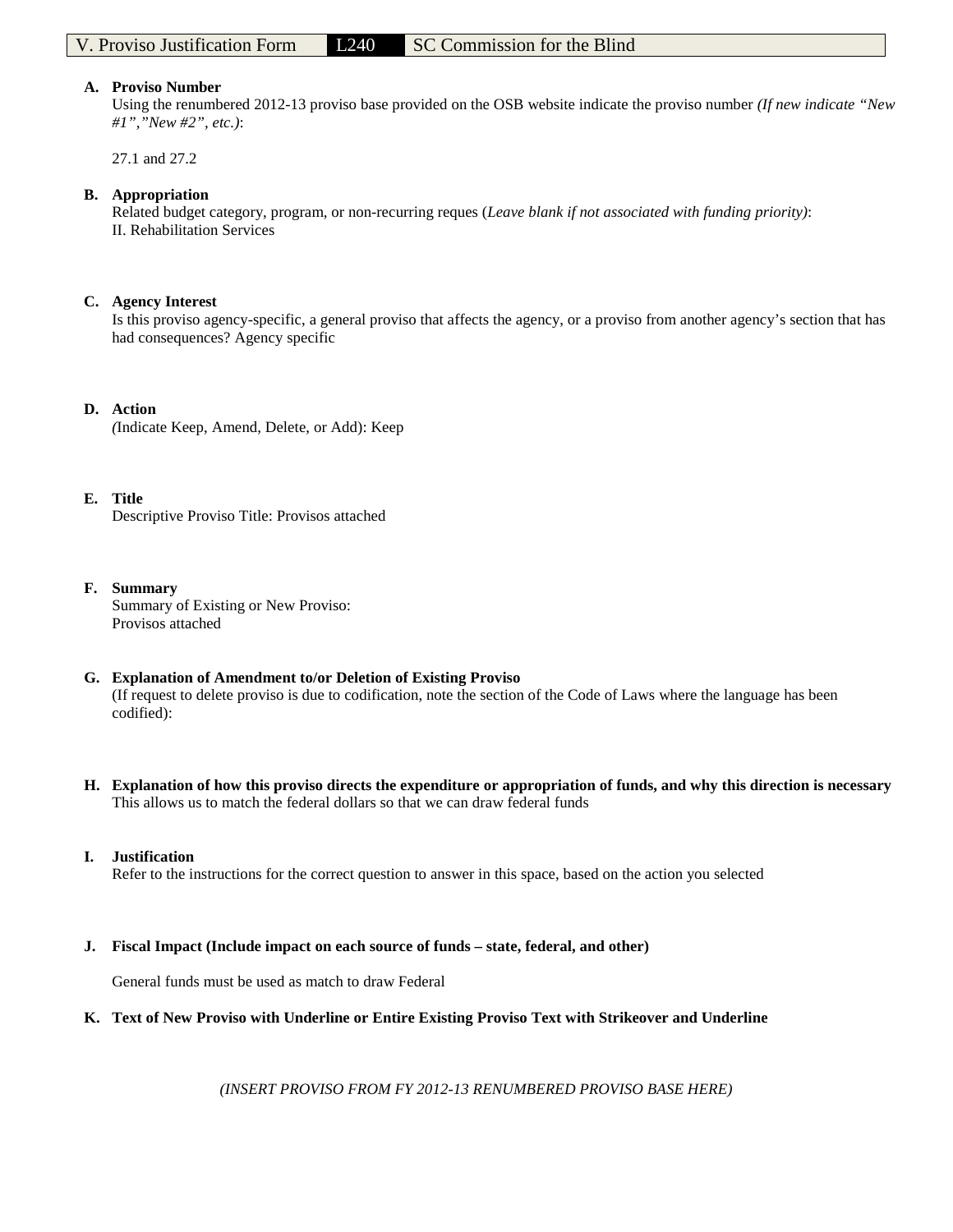| V. Proviso Justification Form | L240 | SC Commission for the Blind |
|---|---|---|

**A. Proviso Number**
Using the renumbered 2012-13 proviso base provided on the OSB website indicate the proviso number *(If new indicate "New #1","New #2", etc.)*:

27.1 and 27.2

**B. Appropriation**
Related budget category, program, or non-recurring reques (*Leave blank if not associated with funding priority)*:
II. Rehabilitation Services

**C. Agency Interest**
Is this proviso agency-specific, a general proviso that affects the agency, or a proviso from another agency's section that has had consequences? Agency specific

**D. Action**
*(*Indicate Keep, Amend, Delete, or Add): Keep

**E. Title**
Descriptive Proviso Title: Provisos attached

**F. Summary**
Summary of Existing or New Proviso:
Provisos attached

**G. Explanation of Amendment to/or Deletion of Existing Proviso**
(If request to delete proviso is due to codification, note the section of the Code of Laws where the language has been codified):

**H. Explanation of how this proviso directs the expenditure or appropriation of funds, and why this direction is necessary**
This allows us to match the federal dollars so that we can draw federal funds

**I. Justification**
Refer to the instructions for the correct question to answer in this space, based on the action you selected

**J. Fiscal Impact (Include impact on each source of funds – state, federal, and other)**

General funds must be used as match to draw Federal

**K. Text of New Proviso with Underline or Entire Existing Proviso Text with Strikeover and Underline**

*(INSERT PROVISO FROM FY 2012-13 RENUMBERED PROVISO BASE HERE)*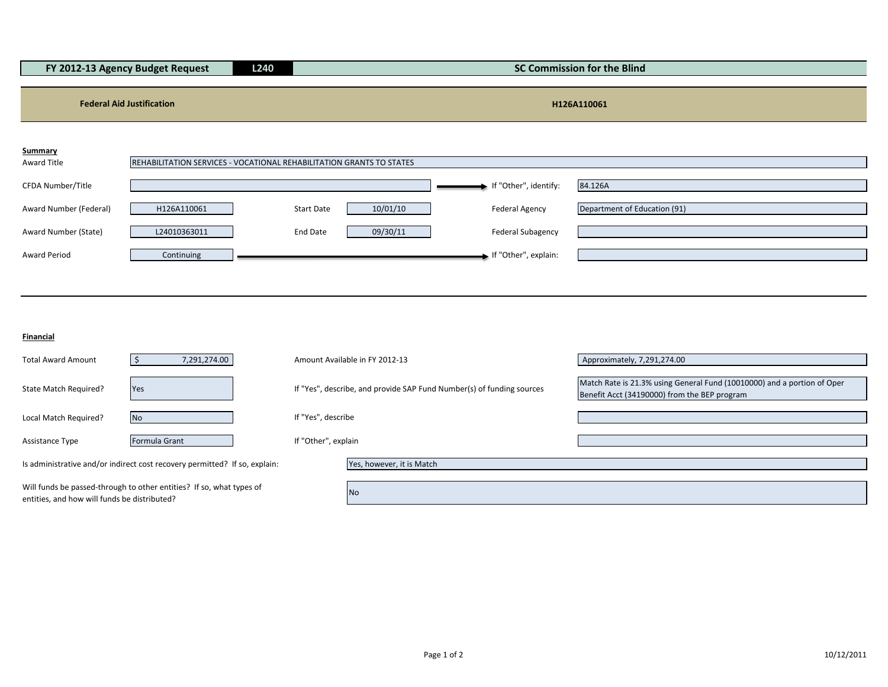| FY 2012-13 Agency Budget Request | L240 | SC Commission for the Blind |
|---|---|---|

**Federal Aid Justification** | **H126A110061**

**Summary**

| | | | | | |
|---|---|---|---|---|---|
| Award Title | REHABILITATION SERVICES - VOCATIONAL REHABILITATION GRANTS TO STATES | | | | |
| CFDA Number/Title | | | | If "Other", identify: | 84.126A |
| Award Number (Federal) | H126A110061 | Start Date | 10/01/10 | Federal Agency | Department of Education (91) |
| Award Number (State) | L24010363011 | End Date | 09/30/11 | Federal Subagency | |
| Award Period | Continuing | | | If "Other", explain: | |

**Financial**

| | | | |
|---|---|---|---|
| Total Award Amount | $ 7,291,274.00 | Amount Available in FY 2012-13 | Approximately, 7,291,274.00 |
| State Match Required? | Yes | If "Yes", describe, and provide SAP Fund Number(s) of funding sources | Match Rate is 21.3% using General Fund (10010000) and a portion of Oper Benefit Acct (34190000) from the BEP program |
| Local Match Required? | No | If "Yes", describe | |
| Assistance Type | Formula Grant | If "Other", explain | |

Is administrative and/or indirect cost recovery permitted? If so, explain: Yes, however, it is Match

Will funds be passed-through to other entities? If so, what types of entities, and how will funds be distributed? No

10/12/2011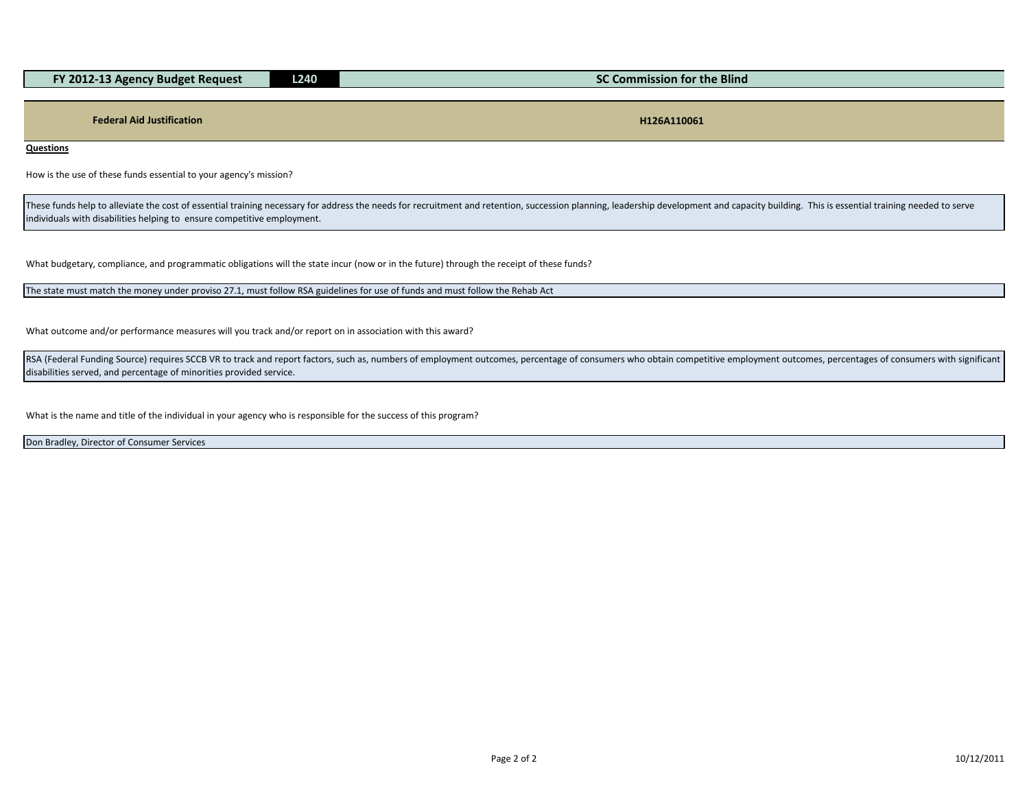| FY 2012-13 Agency Budget Request | L240 | SC Commission for the Blind |
|---|---|---|

| Federal Aid Justification | H126A110061 |
|---|---|

**Questions**

How is the use of these funds essential to your agency's mission?

These funds help to alleviate the cost of essential training necessary for address the needs for recruitment and retention, succession planning, leadership development and capacity building. This is essential training needed to serve individuals with disabilities helping to ensure competitive employment.

What budgetary, compliance, and programmatic obligations will the state incur (now or in the future) through the receipt of these funds?

The state must match the money under proviso 27.1, must follow RSA guidelines for use of funds and must follow the Rehab Act

What outcome and/or performance measures will you track and/or report on in association with this award?

RSA (Federal Funding Source) requires SCCB VR to track and report factors, such as, numbers of employment outcomes, percentage of consumers who obtain competitive employment outcomes, percentages of consumers with significant disabilities served, and percentage of minorities provided service.

What is the name and title of the individual in your agency who is responsible for the success of this program?

Don Bradley, Director of Consumer Services

10/12/2011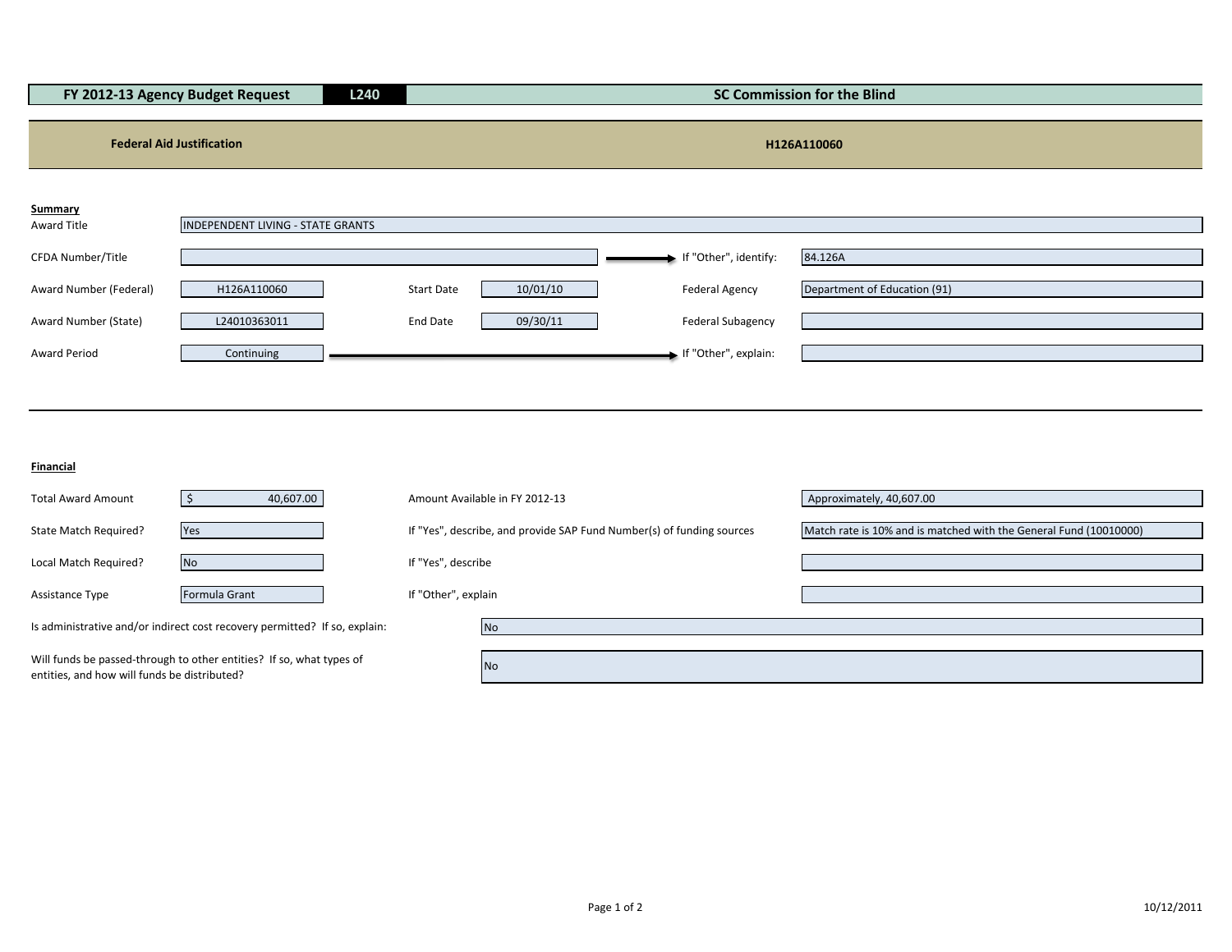| FY 2012-13 Agency Budget Request | L240 | SC Commission for the Blind |
|---|---|---|

| Federal Aid Justification | H126A110060 |
|---|---|

**Summary**

| | | | | | |
|---|---|---|---|---|---|
| Award Title | INDEPENDENT LIVING - STATE GRANTS | | | | |
| CFDA Number/Title | | | | If "Other", identify: | 84.126A |
| Award Number (Federal) | H126A110060 | Start Date | 10/01/10 | Federal Agency | Department of Education (91) |
| Award Number (State) | L24010363011 | End Date | 09/30/11 | Federal Subagency | |
| Award Period | Continuing | | | If "Other", explain: | |

**Financial**

| | | | |
|---|---|---|---|
| Total Award Amount | $ 40,607.00 | Amount Available in FY 2012-13 | Approximately, 40,607.00 |
| State Match Required? | Yes | If "Yes", describe, and provide SAP Fund Number(s) of funding sources | Match rate is 10% and is matched with the General Fund (10010000) |
| Local Match Required? | No | If "Yes", describe | |
| Assistance Type | Formula Grant | If "Other", explain | |

| | |
|---|---|
| Is administrative and/or indirect cost recovery permitted? If so, explain: | No |
| Will funds be passed-through to other entities? If so, what types of entities, and how will funds be distributed? | No |

10/12/2011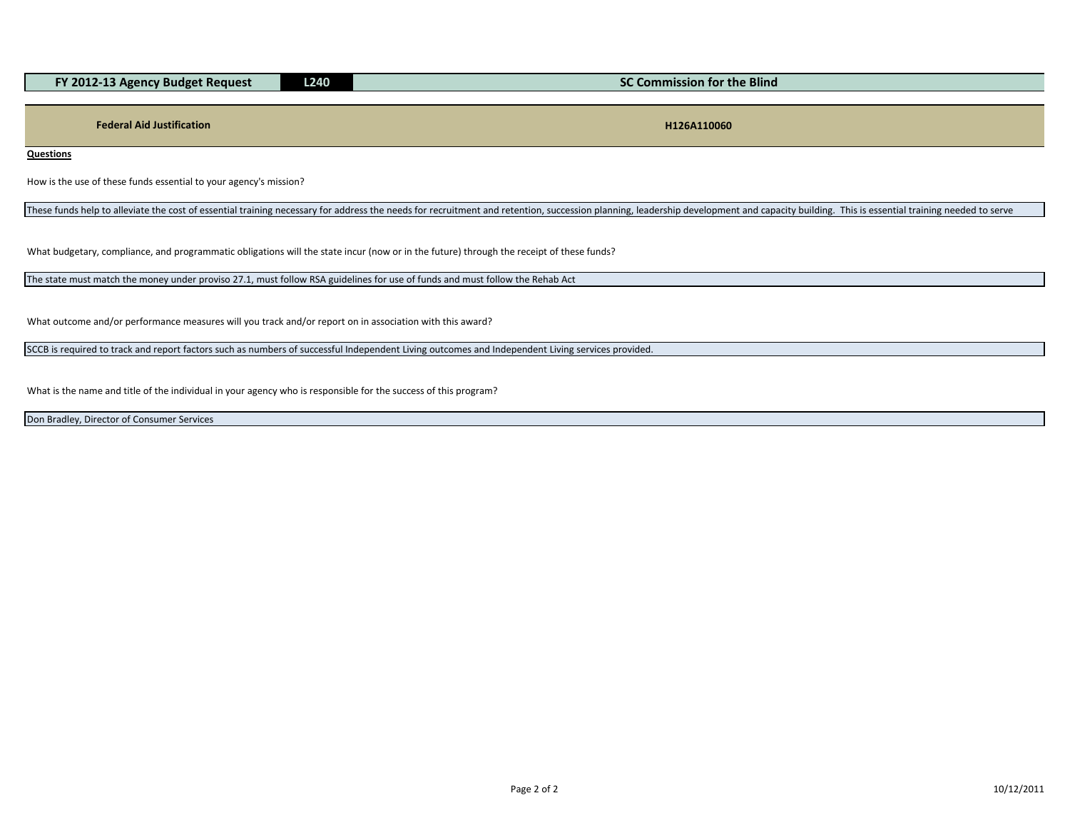| FY 2012-13 Agency Budget Request | L240 | SC Commission for the Blind |
|---|---|---|

| Federal Aid Justification | H126A110060 |
|---|---|

**Questions**

How is the use of these funds essential to your agency's mission?

These funds help to alleviate the cost of essential training necessary for address the needs for recruitment and retention, succession planning, leadership development and capacity building. This is essential training needed to serve

What budgetary, compliance, and programmatic obligations will the state incur (now or in the future) through the receipt of these funds?

The state must match the money under proviso 27.1, must follow RSA guidelines for use of funds and must follow the Rehab Act

What outcome and/or performance measures will you track and/or report on in association with this award?

SCCB is required to track and report factors such as numbers of successful Independent Living outcomes and Independent Living services provided.

What is the name and title of the individual in your agency who is responsible for the success of this program?

Don Bradley, Director of Consumer Services

10/12/2011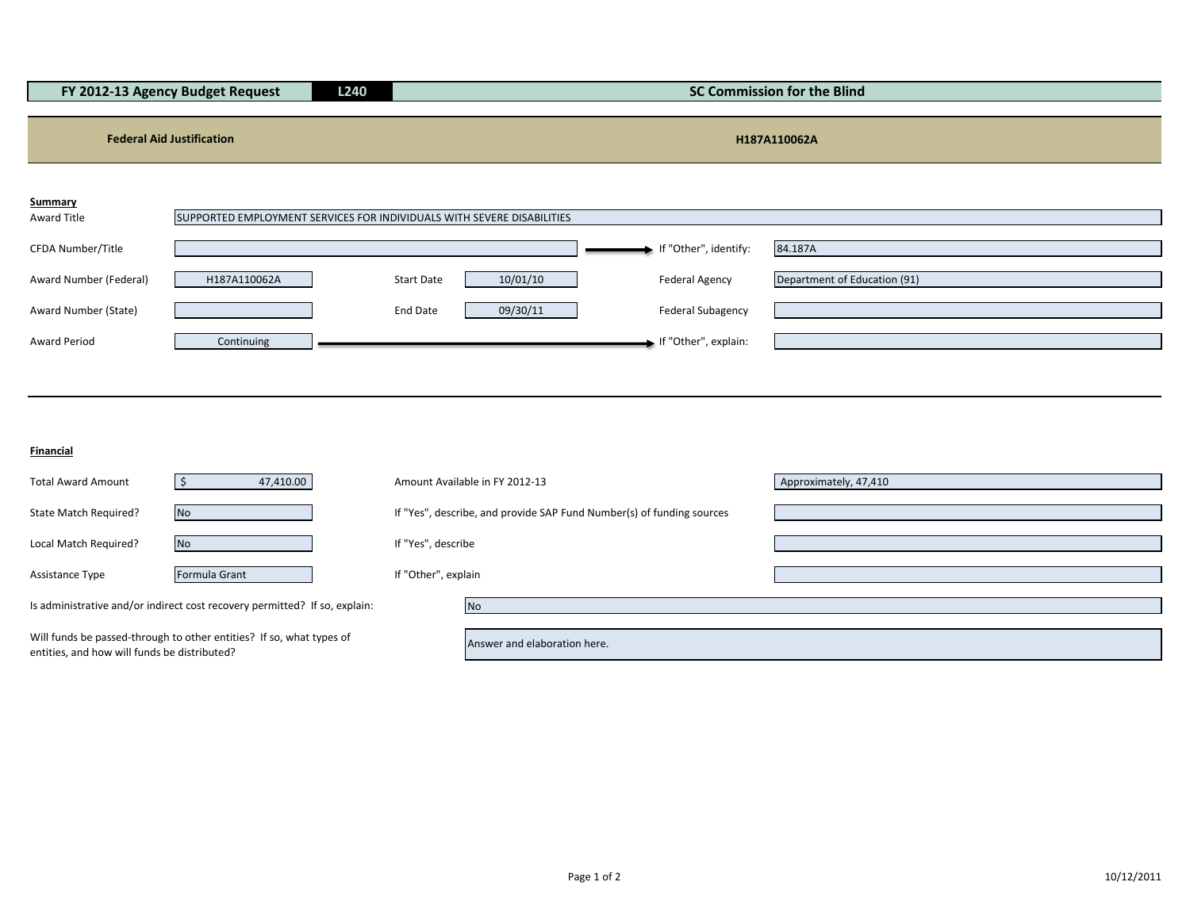| FY 2012-13 Agency Budget Request | L240 | SC Commission for the Blind |
|---|---|---|

**Federal Aid Justification** — H187A110062A

**Summary**

| | | | | | |
|---|---|---|---|---|---|
| Award Title | SUPPORTED EMPLOYMENT SERVICES FOR INDIVIDUALS WITH SEVERE DISABILITIES | | | | |
| CFDA Number/Title | | | | If "Other", identify: | 84.187A |
| Award Number (Federal) | H187A110062A | Start Date | 10/01/10 | Federal Agency | Department of Education (91) |
| Award Number (State) | | End Date | 09/30/11 | Federal Subagency | |
| Award Period | Continuing | | | If "Other", explain: | |

**Financial**

| | | | |
|---|---|---|---|
| Total Award Amount | $ 47,410.00 | Amount Available in FY 2012-13 | Approximately, 47,410 |
| State Match Required? | No | If "Yes", describe, and provide SAP Fund Number(s) of funding sources | |
| Local Match Required? | No | If "Yes", describe | |
| Assistance Type | Formula Grant | If "Other", explain | |

| | |
|---|---|
| Is administrative and/or indirect cost recovery permitted? If so, explain: | No |
| Will funds be passed-through to other entities? If so, what types of entities, and how will funds be distributed? | Answer and elaboration here. |

10/12/2011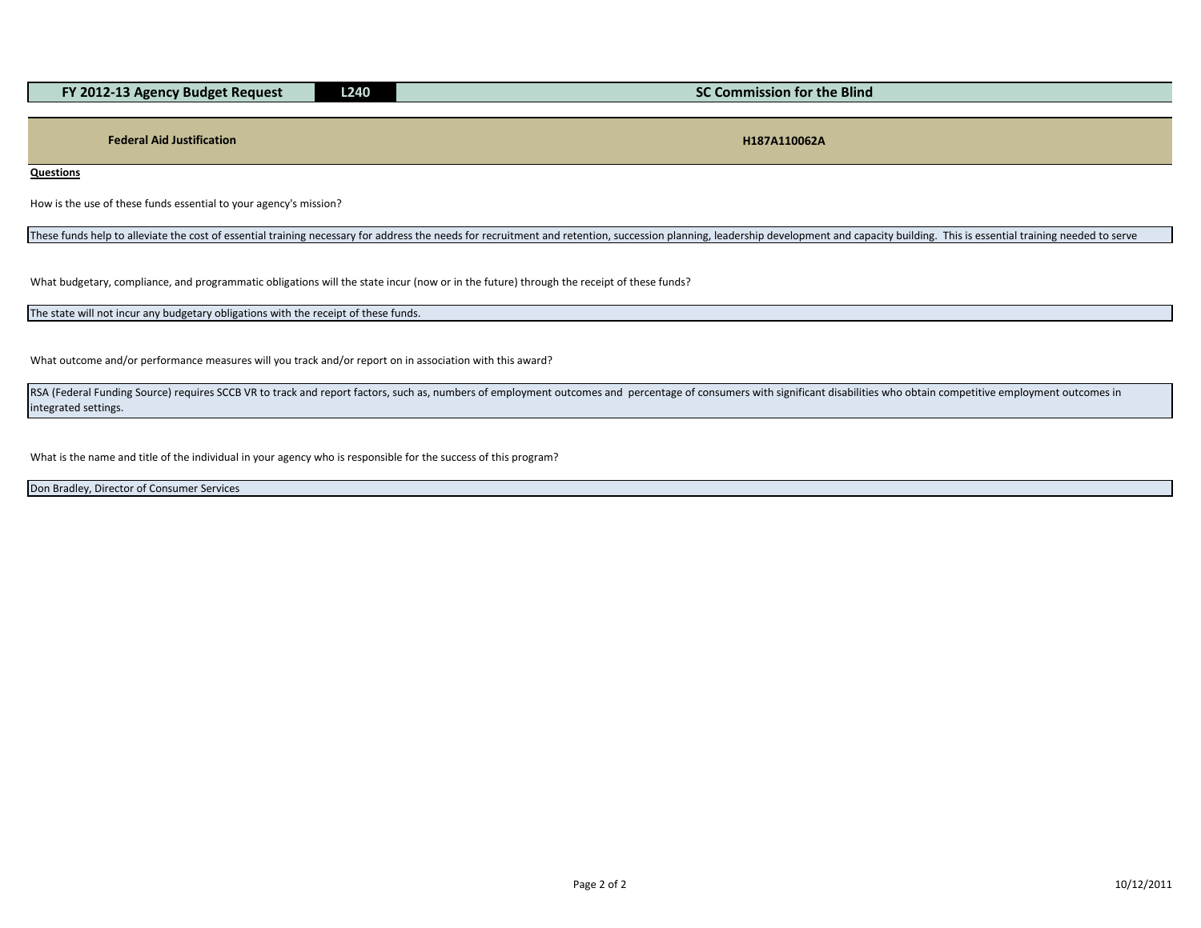| FY 2012-13 Agency Budget Request | L240 | SC Commission for the Blind |
| --- | --- | --- |

| Federal Aid Justification | H187A110062A |
| --- | --- |

**Questions**

How is the use of these funds essential to your agency's mission?

These funds help to alleviate the cost of essential training necessary for address the needs for recruitment and retention, succession planning, leadership development and capacity building. This is essential training needed to serve

What budgetary, compliance, and programmatic obligations will the state incur (now or in the future) through the receipt of these funds?

The state will not incur any budgetary obligations with the receipt of these funds.

What outcome and/or performance measures will you track and/or report on in association with this award?

RSA (Federal Funding Source) requires SCCB VR to track and report factors, such as, numbers of employment outcomes and percentage of consumers with significant disabilities who obtain competitive employment outcomes in integrated settings.

What is the name and title of the individual in your agency who is responsible for the success of this program?

Don Bradley, Director of Consumer Services

10/12/2011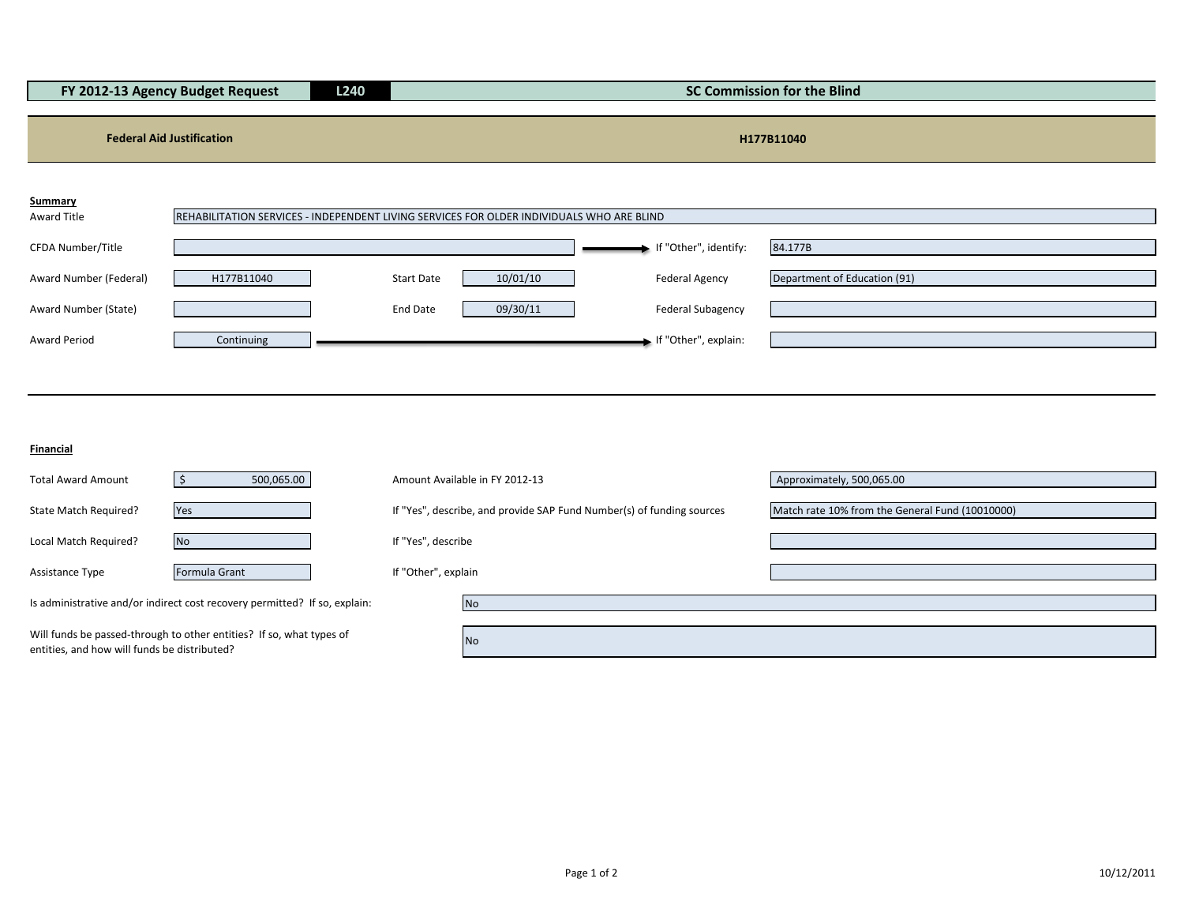| FY 2012-13 Agency Budget Request | L240 | SC Commission for the Blind |
|---|---|---|

| Federal Aid Justification | H177B11040 |
|---|---|

**Summary**

| | | | | | |
|---|---|---|---|---|---|
| Award Title | REHABILITATION SERVICES - INDEPENDENT LIVING SERVICES FOR OLDER INDIVIDUALS WHO ARE BLIND | | | | |
| CFDA Number/Title | | | | If "Other", identify: | 84.177B |
| Award Number (Federal) | H177B11040 | Start Date | 10/01/10 | Federal Agency | Department of Education (91) |
| Award Number (State) | | End Date | 09/30/11 | Federal Subagency | |
| Award Period | Continuing | | | If "Other", explain: | |

**Financial**

| | | | |
|---|---|---|---|
| Total Award Amount | $ 500,065.00 | Amount Available in FY 2012-13 | Approximately, 500,065.00 |
| State Match Required? | Yes | If "Yes", describe, and provide SAP Fund Number(s) of funding sources | Match rate 10% from the General Fund (10010000) |
| Local Match Required? | No | If "Yes", describe | |
| Assistance Type | Formula Grant | If "Other", explain | |

| | |
|---|---|
| Is administrative and/or indirect cost recovery permitted? If so, explain: | No |
| Will funds be passed-through to other entities? If so, what types of entities, and how will funds be distributed? | No |

10/12/2011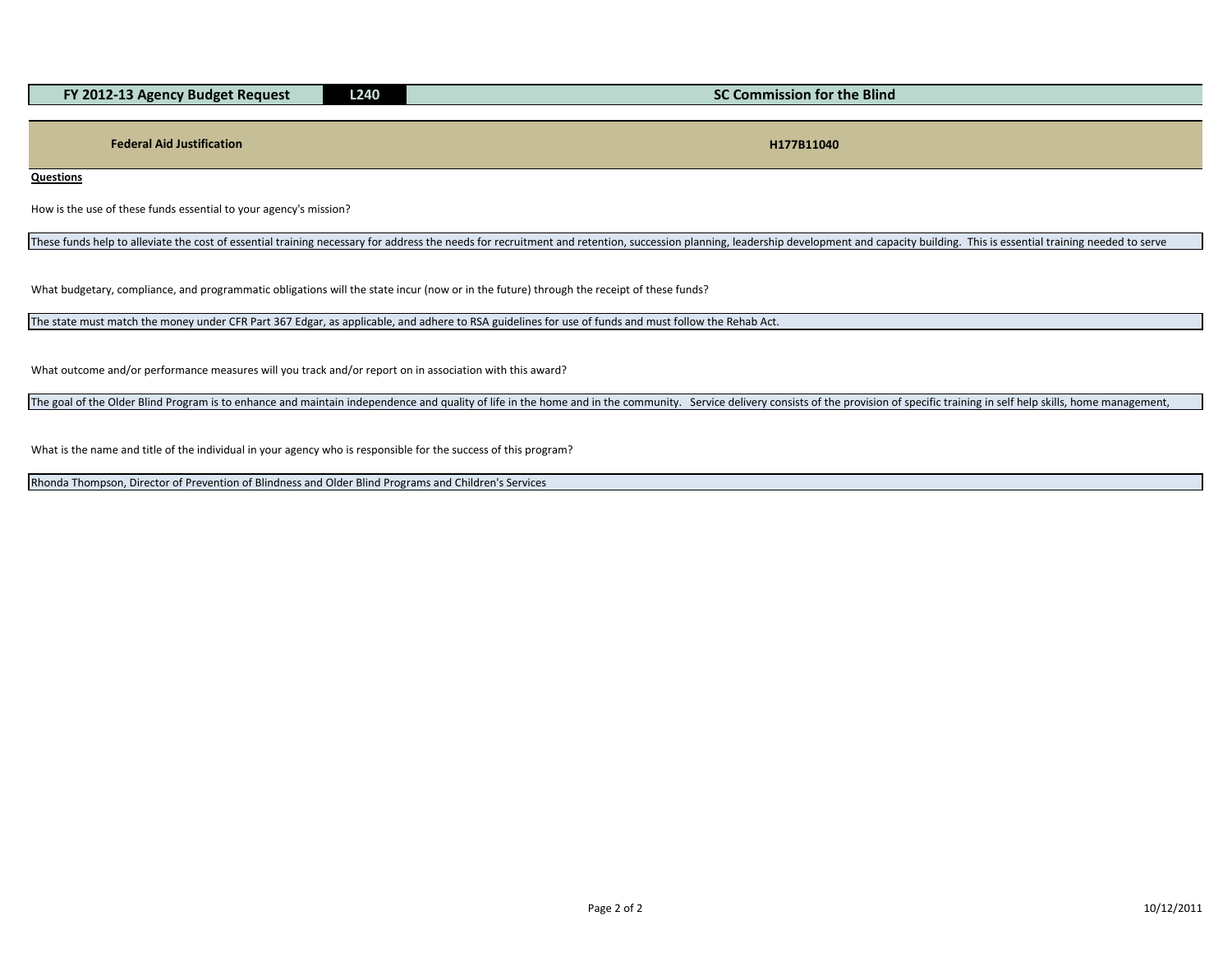| FY 2012-13 Agency Budget Request | L240 | SC Commission for the Blind |
|---|---|---|

| Federal Aid Justification | H177B11040 |
|---|---|

**Questions**

How is the use of these funds essential to your agency's mission?

These funds help to alleviate the cost of essential training necessary for address the needs for recruitment and retention, succession planning, leadership development and capacity building. This is essential training needed to serve

What budgetary, compliance, and programmatic obligations will the state incur (now or in the future) through the receipt of these funds?

The state must match the money under CFR Part 367 Edgar, as applicable, and adhere to RSA guidelines for use of funds and must follow the Rehab Act.

What outcome and/or performance measures will you track and/or report on in association with this award?

The goal of the Older Blind Program is to enhance and maintain independence and quality of life in the home and in the community. Service delivery consists of the provision of specific training in self help skills, home management,

What is the name and title of the individual in your agency who is responsible for the success of this program?

Rhonda Thompson, Director of Prevention of Blindness and Older Blind Programs and Children's Services

10/12/2011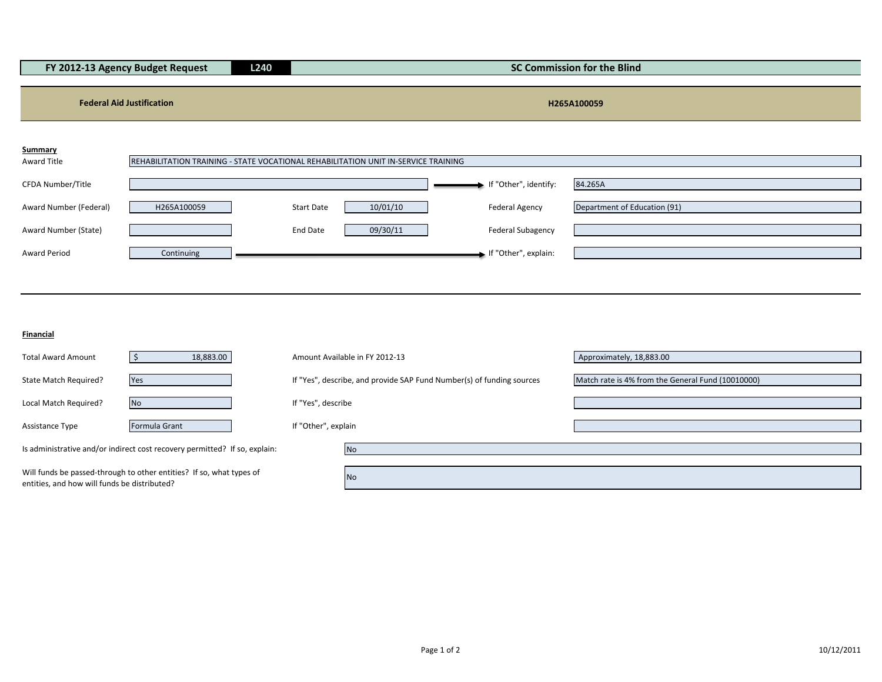| FY 2012-13 Agency Budget Request | L240 | SC Commission for the Blind |
|---|---|---|

| Federal Aid Justification | H265A100059 |
|---|---|

## Summary

| | | | | | |
|---|---|---|---|---|---|
| Award Title | REHABILITATION TRAINING - STATE VOCATIONAL REHABILITATION UNIT IN-SERVICE TRAINING | | | | |
| CFDA Number/Title | | | | If "Other", identify: | 84.265A |
| Award Number (Federal) | H265A100059 | Start Date | 10/01/10 | Federal Agency | Department of Education (91) |
| Award Number (State) | | End Date | 09/30/11 | Federal Subagency | |
| Award Period | Continuing | | | If "Other", explain: | |

## Financial

| | | | |
|---|---|---|---|
| Total Award Amount | $ 18,883.00 | Amount Available in FY 2012-13 | Approximately, 18,883.00 |
| State Match Required? | Yes | If "Yes", describe, and provide SAP Fund Number(s) of funding sources | Match rate is 4% from the General Fund (10010000) |
| Local Match Required? | No | If "Yes", describe | |
| Assistance Type | Formula Grant | If "Other", explain | |

| | |
|---|---|
| Is administrative and/or indirect cost recovery permitted? If so, explain: | No |
| Will funds be passed-through to other entities? If so, what types of entities, and how will funds be distributed? | No |

10/12/2011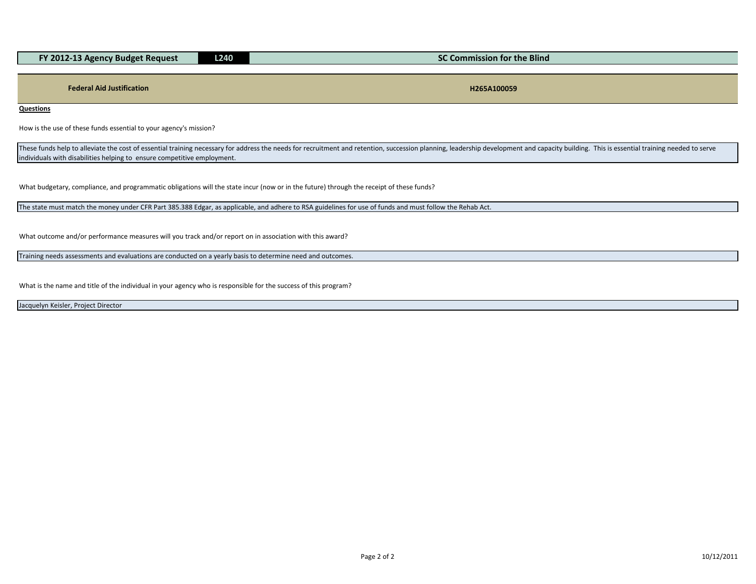| FY 2012-13 Agency Budget Request | L240 | SC Commission for the Blind |
|---|---|---|

| Federal Aid Justification | H265A100059 |
|---|---|

**Questions**

How is the use of these funds essential to your agency's mission?

These funds help to alleviate the cost of essential training necessary for address the needs for recruitment and retention, succession planning, leadership development and capacity building. This is essential training needed to serve individuals with disabilities helping to ensure competitive employment.

What budgetary, compliance, and programmatic obligations will the state incur (now or in the future) through the receipt of these funds?

The state must match the money under CFR Part 385.388 Edgar, as applicable, and adhere to RSA guidelines for use of funds and must follow the Rehab Act.

What outcome and/or performance measures will you track and/or report on in association with this award?

Training needs assessments and evaluations are conducted on a yearly basis to determine need and outcomes.

What is the name and title of the individual in your agency who is responsible for the success of this program?

Jacquelyn Keisler, Project Director

10/12/2011